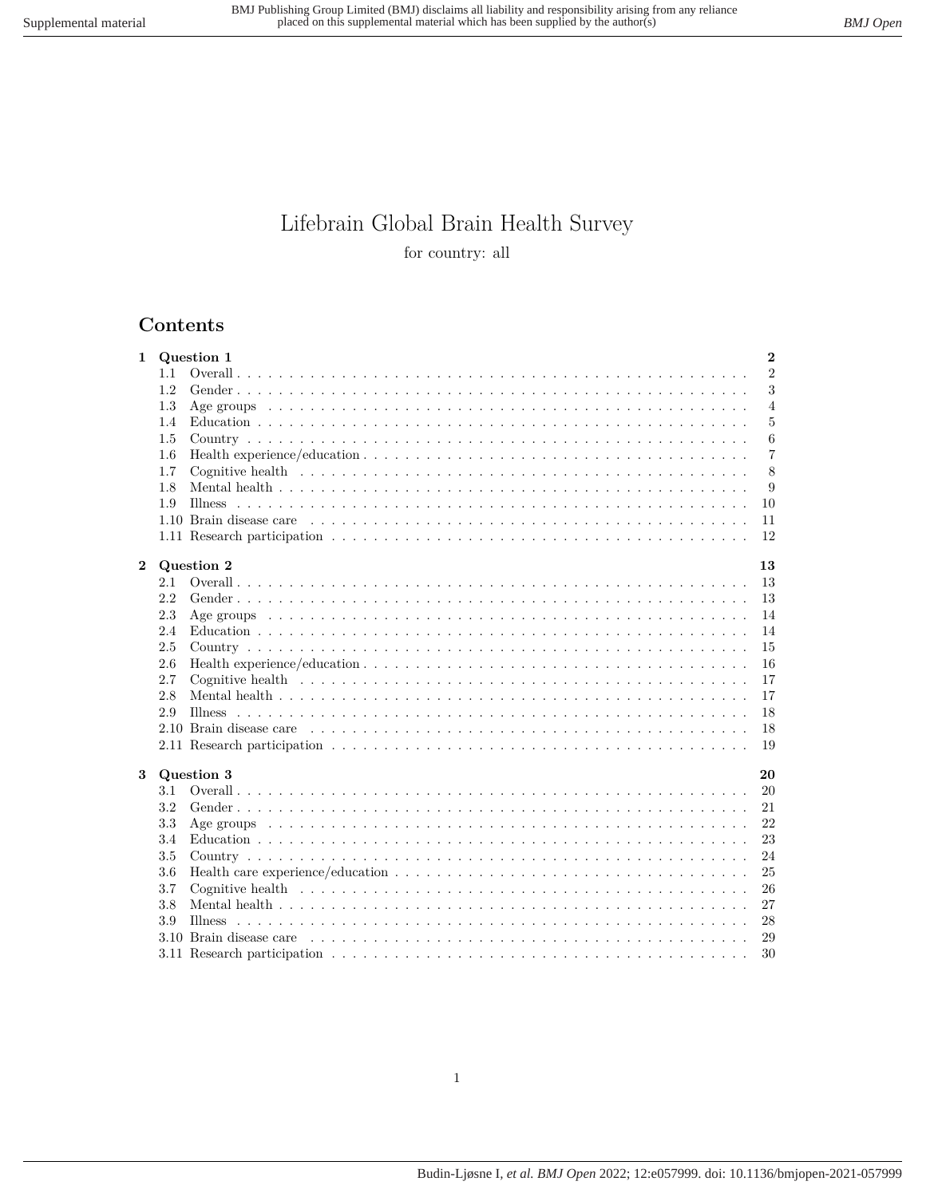# Lifebrain Global Brain Health Survey

for country: all

## Contents

**1 Question 1** — **2**
- 1.1 Overall — 2
- 1.2 Gender — 3
- 1.3 Age groups — 4
- 1.4 Education — 5
- 1.5 Country — 6
- 1.6 Health experience/education — 7
- 1.7 Cognitive health — 8
- 1.8 Mental health — 9
- 1.9 Illness — 10
- 1.10 Brain disease care — 11
- 1.11 Research participation — 12

**2 Question 2** — **13**
- 2.1 Overall — 13
- 2.2 Gender — 13
- 2.3 Age groups — 14
- 2.4 Education — 14
- 2.5 Country — 15
- 2.6 Health experience/education — 16
- 2.7 Cognitive health — 17
- 2.8 Mental health — 17
- 2.9 Illness — 18
- 2.10 Brain disease care — 18
- 2.11 Research participation — 19

**3 Question 3** — **20**
- 3.1 Overall — 20
- 3.2 Gender — 21
- 3.3 Age groups — 22
- 3.4 Education — 23
- 3.5 Country — 24
- 3.6 Health care experience/education — 25
- 3.7 Cognitive health — 26
- 3.8 Mental health — 27
- 3.9 Illness — 28
- 3.10 Brain disease care — 29
- 3.11 Research participation — 30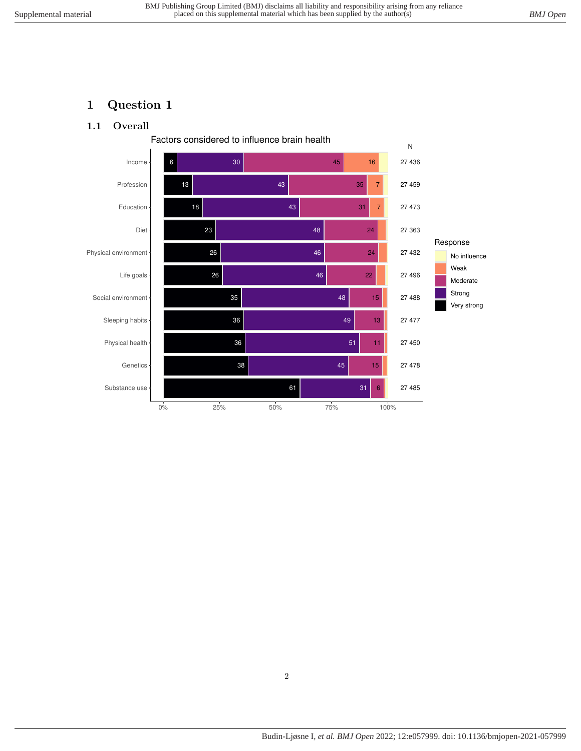# 1 Question 1

## 1.1 Overall

Factors considered to influence brain health

| Factor | Very strong | Strong | Moderate | Weak | No influence | N |
|---|---|---|---|---|---|---|
| Income | 6 | 30 | 45 | 16 | | 27 436 |
| Profession | 13 | 43 | 35 | 7 | | 27 459 |
| Education | 18 | 43 | 31 | 7 | | 27 473 |
| Diet | 23 | 48 | 24 | | | 27 363 |
| Physical environment | 26 | 46 | 24 | | | 27 432 |
| Life goals | 26 | 46 | 22 | | | 27 496 |
| Social environment | 35 | 48 | 15 | | | 27 488 |
| Sleeping habits | 36 | 49 | 13 | | | 27 477 |
| Physical health | 36 | 51 | 11 | | | 27 450 |
| Genetics | 38 | 45 | 15 | | | 27 478 |
| Substance use | 61 | 31 | 6 | | | 27 485 |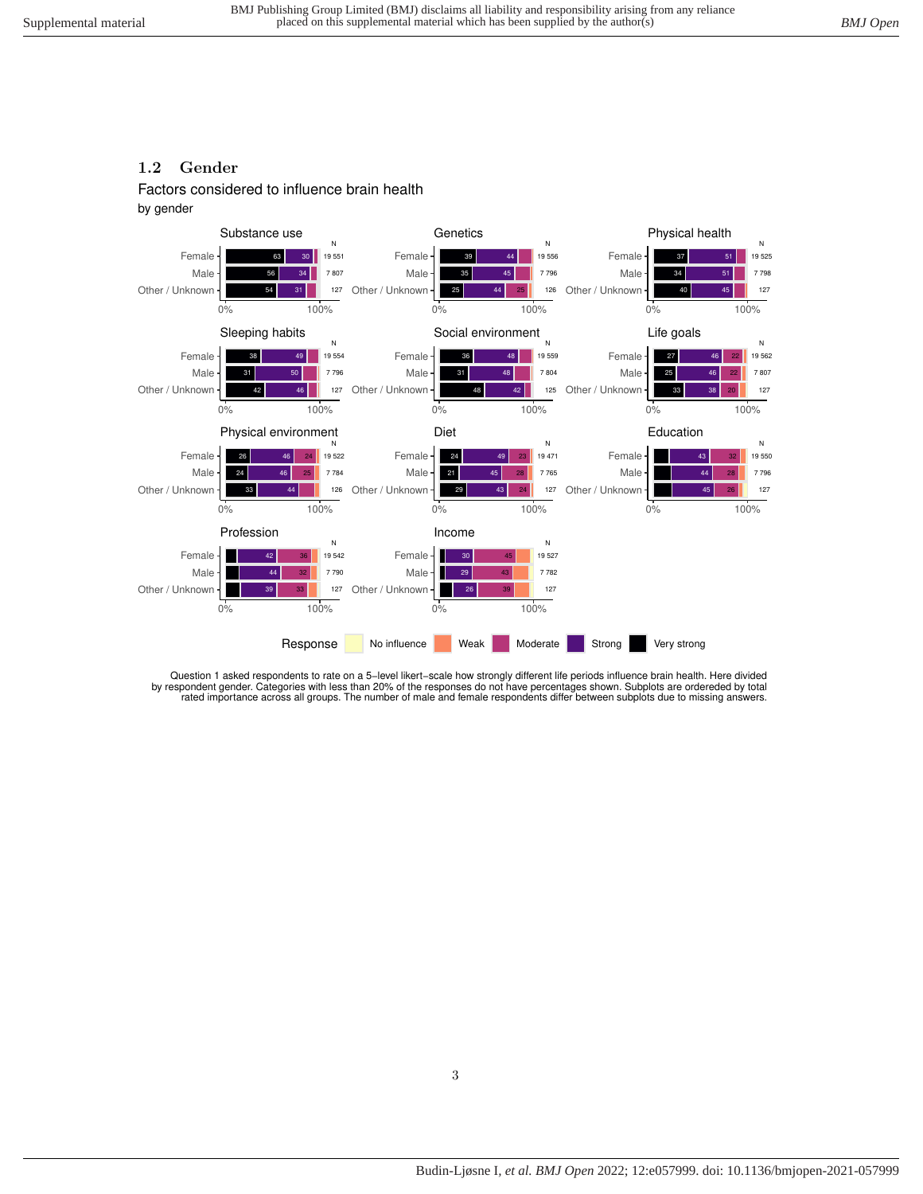## 1.2 Gender

Factors considered to influence brain health

by gender

Question 1 asked respondents to rate on a 5–level likert–scale how strongly different life periods influence brain health. Here divided by respondent gender. Categories with less than 20% of the responses do not have percentages shown. Subplots are ordereded by total rated importance across all groups. The number of male and female respondents differ between subplots due to missing answers.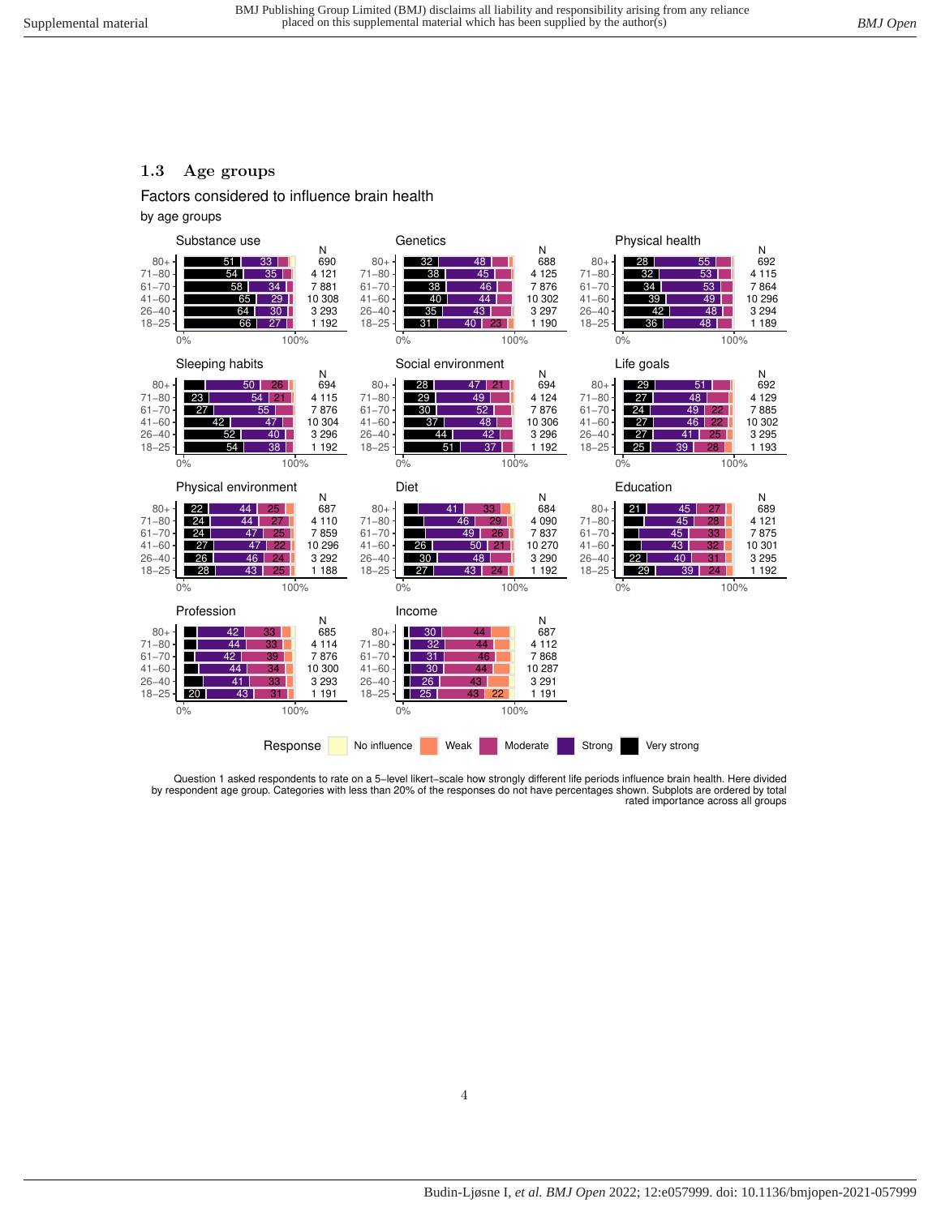## 1.3 Age groups

Factors considered to influence brain health

by age groups

Substance use

| Age | Very strong | Strong | N |
|---|---|---|---|
| 80+ | 51 | 33 | 690 |
| 71–80 | 54 | 35 | 4 121 |
| 61–70 | 58 | 34 | 7 881 |
| 41–60 | 65 | 29 | 10 308 |
| 26–40 | 64 | 30 | 3 293 |
| 18–25 | 66 | 27 | 1 192 |

Genetics

| Age | Very strong | Strong | Moderate | N |
|---|---|---|---|---|
| 80+ | 32 | 48 | | 688 |
| 71–80 | 38 | 45 | | 4 125 |
| 61–70 | 38 | 46 | | 7 876 |
| 41–60 | 40 | 44 | | 10 302 |
| 26–40 | 35 | 43 | | 3 297 |
| 18–25 | 31 | 40 | 23 | 1 190 |

Physical health

| Age | Very strong | Strong | N |
|---|---|---|---|
| 80+ | 28 | 55 | 692 |
| 71–80 | 32 | 53 | 4 115 |
| 61–70 | 34 | 53 | 7 864 |
| 41–60 | 39 | 49 | 10 296 |
| 26–40 | 42 | 48 | 3 294 |
| 18–25 | 36 | 48 | 1 189 |

Sleeping habits

| Age | Very strong | Strong | Moderate | N |
|---|---|---|---|---|
| 80+ | | 50 | 26 | 694 |
| 71–80 | 23 | 54 | 21 | 4 115 |
| 61–70 | 27 | 55 | | 7 876 |
| 41–60 | 42 | 47 | | 10 304 |
| 26–40 | 52 | 40 | | 3 296 |
| 18–25 | 54 | 38 | | 1 192 |

Social environment

| Age | Very strong | Strong | Moderate | N |
|---|---|---|---|---|
| 80+ | 28 | 47 | 21 | 694 |
| 71–80 | 29 | 49 | | 4 124 |
| 61–70 | 30 | 52 | | 7 876 |
| 41–60 | 37 | 48 | | 10 306 |
| 26–40 | 44 | 42 | | 3 296 |
| 18–25 | 51 | 37 | | 1 192 |

Life goals

| Age | Very strong | Strong | Moderate | N |
|---|---|---|---|---|
| 80+ | 29 | 51 | | 692 |
| 71–80 | 27 | 48 | | 4 129 |
| 61–70 | 24 | 49 | 22 | 7 885 |
| 41–60 | 27 | 46 | 22 | 10 302 |
| 26–40 | 27 | 41 | 25 | 3 295 |
| 18–25 | 25 | 39 | 28 | 1 193 |

Physical environment

| Age | Very strong | Strong | Moderate | N |
|---|---|---|---|---|
| 80+ | 22 | 44 | 25 | 687 |
| 71–80 | 24 | 44 | 27 | 4 110 |
| 61–70 | 24 | 47 | 25 | 7 859 |
| 41–60 | 27 | 47 | 22 | 10 296 |
| 26–40 | 26 | 46 | 24 | 3 292 |
| 18–25 | 28 | 43 | 25 | 1 188 |

Diet

| Age | Very strong | Strong | Moderate | N |
|---|---|---|---|---|
| 80+ | | 41 | 33 | 684 |
| 71–80 | | 46 | 29 | 4 090 |
| 61–70 | | 49 | 26 | 7 837 |
| 41–60 | 26 | 50 | 21 | 10 270 |
| 26–40 | 30 | 48 | | 3 290 |
| 18–25 | 27 | 43 | 24 | 1 192 |

Education

| Age | Very strong | Strong | Moderate | N |
|---|---|---|---|---|
| 80+ | 21 | 45 | 27 | 689 |
| 71–80 | | 45 | 28 | 4 121 |
| 61–70 | | 45 | 33 | 7 875 |
| 41–60 | | 43 | 32 | 10 301 |
| 26–40 | 22 | 40 | 31 | 3 295 |
| 18–25 | 29 | 39 | 24 | 1 192 |

Profession

| Age | Very strong | Strong | Moderate | N |
|---|---|---|---|---|
| 80+ | | 42 | 33 | 685 |
| 71–80 | | 44 | 33 | 4 114 |
| 61–70 | | 42 | 39 | 7 876 |
| 41–60 | | 44 | 34 | 10 300 |
| 26–40 | | 41 | 33 | 3 293 |
| 18–25 | 20 | 43 | 31 | 1 191 |

Income

| Age | Strong | Moderate | Weak | N |
|---|---|---|---|---|
| 80+ | 30 | 44 | | 687 |
| 71–80 | 32 | 44 | | 4 112 |
| 61–70 | 31 | 46 | | 7 868 |
| 41–60 | 30 | 44 | | 10 287 |
| 26–40 | 26 | 43 | | 3 291 |
| 18–25 | 25 | 43 | 22 | 1 191 |

Response: No influence, Weak, Moderate, Strong, Very strong

Question 1 asked respondents to rate on a 5–level likert–scale how strongly different life periods influence brain health. Here divided by respondent age group. Categories with less than 20% of the responses do not have percentages shown. Subplots are ordered by total rated importance across all groups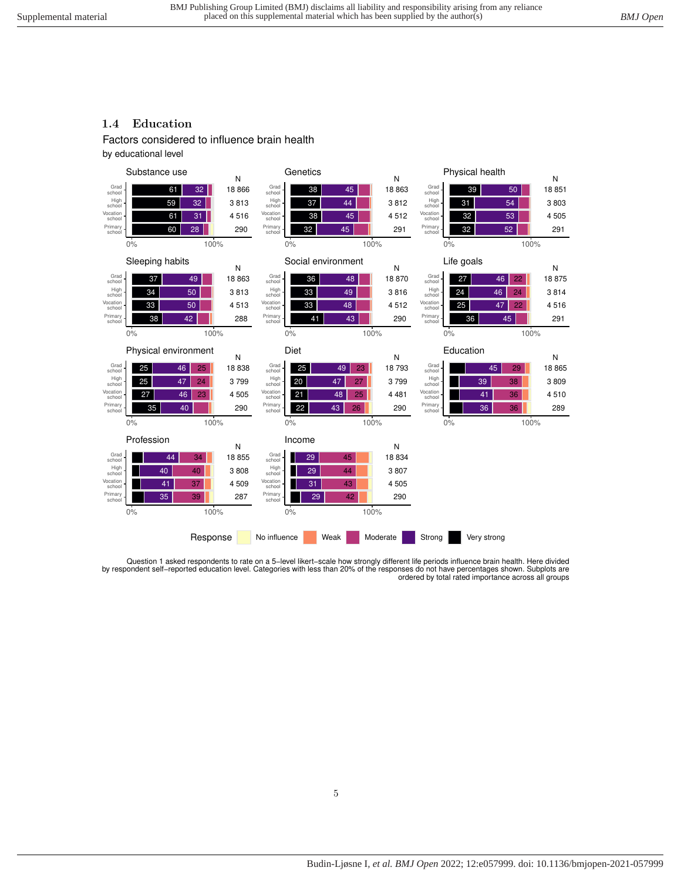## 1.4 Education

Factors considered to influence brain health
by educational level

| Factor | Education | Very strong | Strong | Moderate | N |
|---|---|---|---|---|---|
| Substance use | Grad school | 61 | 32 | | 18 866 |
| | High school | 59 | 32 | | 3 813 |
| | Vocation school | 61 | 31 | | 4 516 |
| | Primary school | 60 | 28 | | 290 |
| Genetics | Grad school | 38 | 45 | | 18 863 |
| | High school | 37 | 44 | | 3 812 |
| | Vocation school | 38 | 45 | | 4 512 |
| | Primary school | 32 | 45 | | 291 |
| Physical health | Grad school | 39 | 50 | | 18 851 |
| | High school | 31 | 54 | | 3 803 |
| | Vocation school | 32 | 53 | | 4 505 |
| | Primary school | 32 | 52 | | 291 |
| Sleeping habits | Grad school | 37 | 49 | | 18 863 |
| | High school | 34 | 50 | | 3 813 |
| | Vocation school | 33 | 50 | | 4 513 |
| | Primary school | 38 | 42 | | 288 |
| Social environment | Grad school | 36 | 48 | | 18 870 |
| | High school | 33 | 49 | | 3 816 |
| | Vocation school | 33 | 48 | | 4 512 |
| | Primary school | 41 | 43 | | 290 |
| Life goals | Grad school | 27 | 46 | 22 | 18 875 |
| | High school | 24 | 46 | 24 | 3 814 |
| | Vocation school | 25 | 47 | 22 | 4 516 |
| | Primary school | 36 | 45 | | 291 |
| Physical environment | Grad school | 25 | 46 | 25 | 18 838 |
| | High school | 25 | 47 | 24 | 3 799 |
| | Vocation school | 27 | 46 | 23 | 4 505 |
| | Primary school | 35 | 40 | | 290 |
| Diet | Grad school | 25 | 49 | 23 | 18 793 |
| | High school | 20 | 47 | 27 | 3 799 |
| | Vocation school | 21 | 48 | 25 | 4 481 |
| | Primary school | 22 | 43 | 26 | 290 |
| Education | Grad school | | 45 | 29 | 18 865 |
| | High school | | 39 | 38 | 3 809 |
| | Vocation school | | 41 | 36 | 4 510 |
| | Primary school | | 36 | 36 | 289 |
| Profession | Grad school | | 44 | 34 | 18 855 |
| | High school | | 40 | 40 | 3 808 |
| | Vocation school | | 41 | 37 | 4 509 |
| | Primary school | | 35 | 39 | 287 |
| Income | Grad school | | 29 | 45 | 18 834 |
| | High school | | 29 | 44 | 3 807 |
| | Vocation school | | 31 | 43 | 4 505 |
| | Primary school | | 29 | 42 | 290 |

Response: No influence, Weak, Moderate, Strong, Very strong

Question 1 asked respondents to rate on a 5–level likert–scale how strongly different life periods influence brain health. Here divided by respondent self–reported education level. Categories with less than 20% of the responses do not have percentages shown. Subplots are ordered by total rated importance across all groups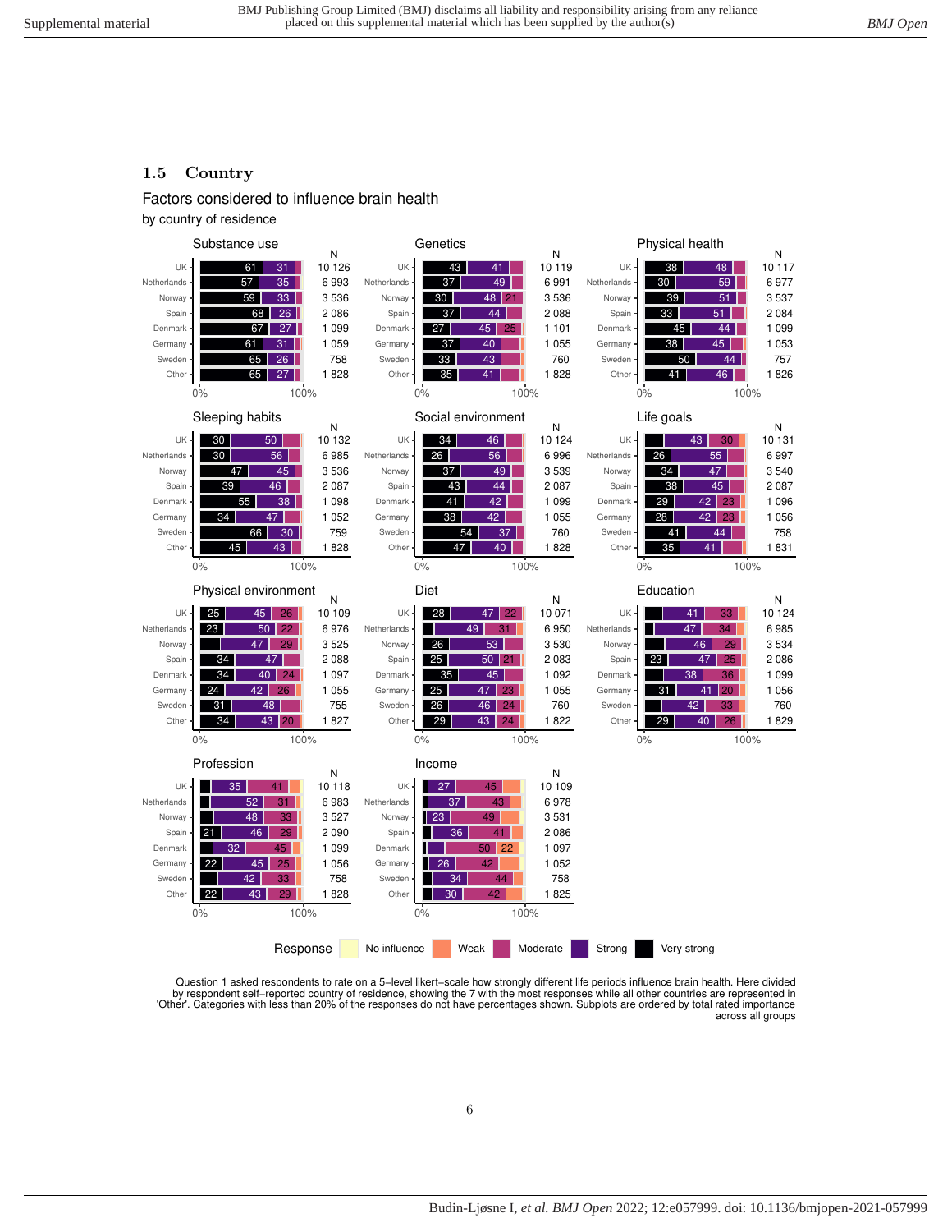## 1.5 Country

Factors considered to influence brain health

by country of residence

Question 1 asked respondents to rate on a 5-level likert-scale how strongly different life periods influence brain health. Here divided by respondent self-reported country of residence, showing the 7 with the most responses while all other countries are represented in 'Other'. Categories with less than 20% of the responses do not have percentages shown. Subplots are ordered by total rated importance across all groups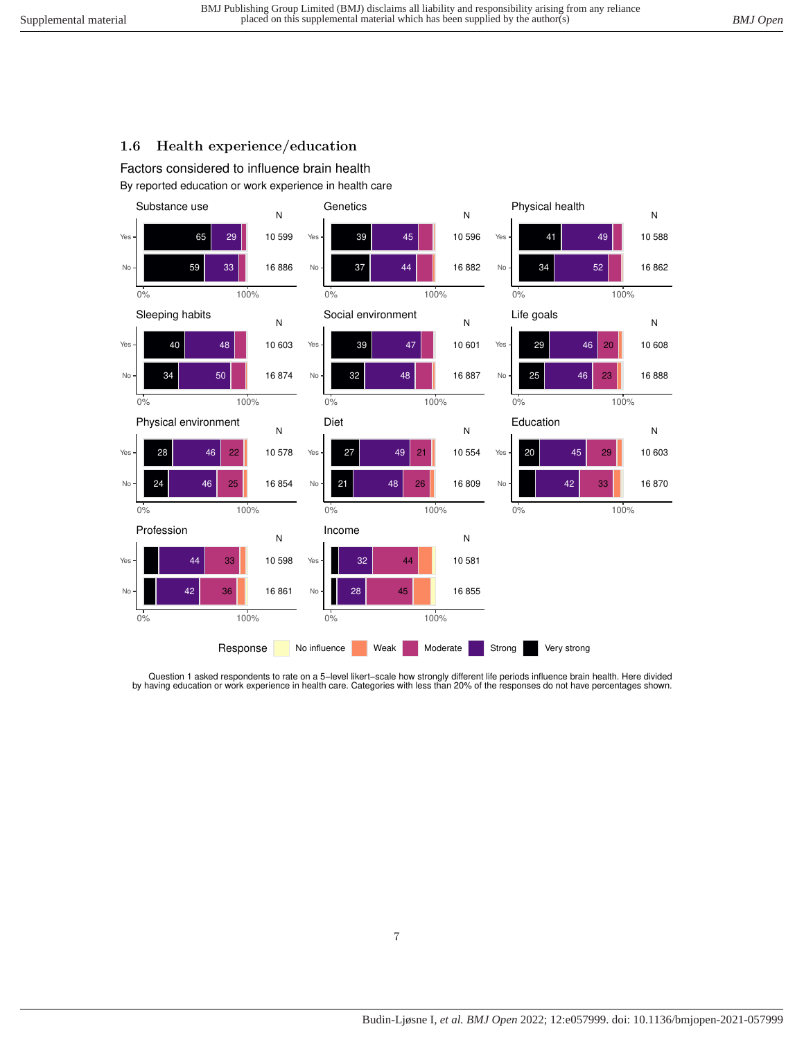## 1.6 Health experience/education

Factors considered to influence brain health

By reported education or work experience in health care

| Factor | Group | Very strong | Strong | Moderate | N |
|---|---|---|---|---|---|
| Substance use | Yes | 65 | 29 | | 10 599 |
| Substance use | No | 59 | 33 | | 16 886 |
| Genetics | Yes | 39 | 45 | | 10 596 |
| Genetics | No | 37 | 44 | | 16 882 |
| Physical health | Yes | 41 | 49 | | 10 588 |
| Physical health | No | 34 | 52 | | 16 862 |
| Sleeping habits | Yes | 40 | 48 | | 10 603 |
| Sleeping habits | No | 34 | 50 | | 16 874 |
| Social environment | Yes | 39 | 47 | | 10 601 |
| Social environment | No | 32 | 48 | | 16 887 |
| Life goals | Yes | 29 | 46 | 20 | 10 608 |
| Life goals | No | 25 | 46 | 23 | 16 888 |
| Physical environment | Yes | 28 | 46 | 22 | 10 578 |
| Physical environment | No | 24 | 46 | 25 | 16 854 |
| Diet | Yes | 27 | 49 | 21 | 10 554 |
| Diet | No | 21 | 48 | 26 | 16 809 |
| Education | Yes | 20 | 45 | 29 | 10 603 |
| Education | No | | 42 | 33 | 16 870 |
| Profession | Yes | | 44 | 33 | 10 598 |
| Profession | No | | 42 | 36 | 16 861 |
| Income | Yes | | 32 | 44 | 10 581 |
| Income | No | | 28 | 45 | 16 855 |

Response: No influence, Weak, Moderate, Strong, Very strong

Question 1 asked respondents to rate on a 5–level likert–scale how strongly different life periods influence brain health. Here divided by having education or work experience in health care. Categories with less than 20% of the responses do not have percentages shown.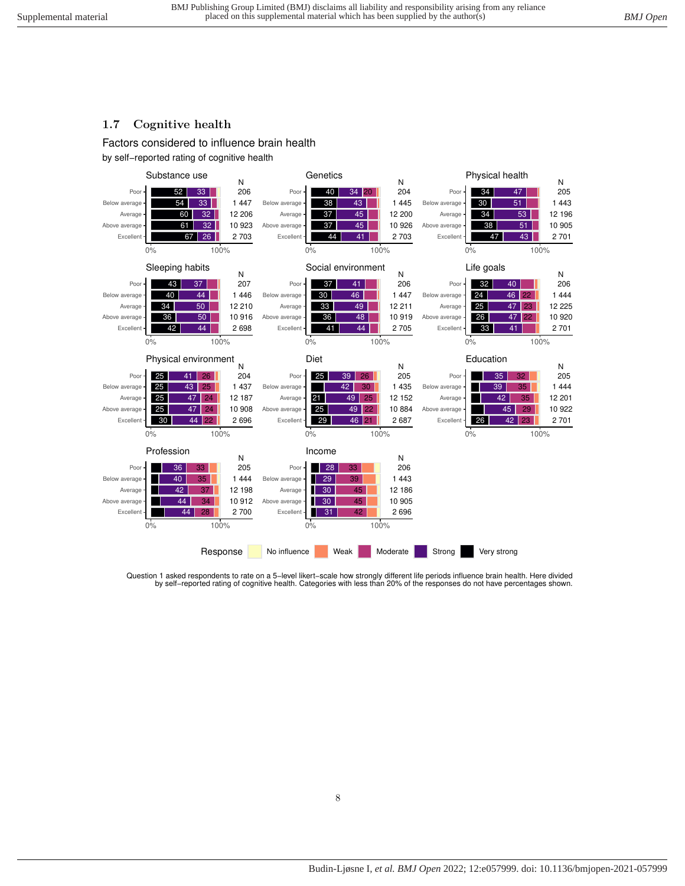## 1.7 Cognitive health

### Factors considered to influence brain health

by self−reported rating of cognitive health

**Substance use**

| Rating | Very strong | Strong | N |
|---|---|---|---|
| Poor | 52 | 33 | 206 |
| Below average | 54 | 33 | 1 447 |
| Average | 60 | 32 | 12 206 |
| Above average | 61 | 32 | 10 923 |
| Excellent | 67 | 26 | 2 703 |

**Genetics**

| Rating | Very strong | Strong | Moderate | N |
|---|---|---|---|---|
| Poor | 40 | 34 | 20 | 204 |
| Below average | 38 | 43 | | 1 445 |
| Average | 37 | 45 | | 12 200 |
| Above average | 37 | 45 | | 10 926 |
| Excellent | 44 | 41 | | 2 703 |

**Physical health**

| Rating | Very strong | Strong | N |
|---|---|---|---|
| Poor | 34 | 47 | 205 |
| Below average | 30 | 51 | 1 443 |
| Average | 34 | 53 | 12 196 |
| Above average | 38 | 51 | 10 905 |
| Excellent | 47 | 43 | 2 701 |

**Sleeping habits**

| Rating | Very strong | Strong | N |
|---|---|---|---|
| Poor | 43 | 37 | 207 |
| Below average | 40 | 44 | 1 446 |
| Average | 34 | 50 | 12 210 |
| Above average | 36 | 50 | 10 916 |
| Excellent | 42 | 44 | 2 698 |

**Social environment**

| Rating | Very strong | Strong | N |
|---|---|---|---|
| Poor | 37 | 41 | 206 |
| Below average | 30 | 46 | 1 447 |
| Average | 33 | 49 | 12 211 |
| Above average | 36 | 48 | 10 919 |
| Excellent | 41 | 44 | 2 705 |

**Life goals**

| Rating | Very strong | Strong | Moderate | N |
|---|---|---|---|---|
| Poor | 32 | 40 | | 206 |
| Below average | 24 | 46 | 22 | 1 444 |
| Average | 25 | 47 | 23 | 12 225 |
| Above average | 26 | 47 | 22 | 10 920 |
| Excellent | 33 | 41 | | 2 701 |

**Physical environment**

| Rating | Very strong | Strong | Moderate | N |
|---|---|---|---|---|
| Poor | 25 | 41 | 26 | 204 |
| Below average | 25 | 43 | 25 | 1 437 |
| Average | 25 | 47 | 24 | 12 187 |
| Above average | 25 | 47 | 24 | 10 908 |
| Excellent | 30 | 44 | 22 | 2 696 |

**Diet**

| Rating | Very strong | Strong | Moderate | N |
|---|---|---|---|---|
| Poor | 25 | 39 | 26 | 205 |
| Below average | | 42 | 30 | 1 435 |
| Average | 21 | 49 | 25 | 12 152 |
| Above average | 25 | 49 | 22 | 10 884 |
| Excellent | 29 | 46 | 21 | 2 687 |

**Education**

| Rating | Very strong | Strong | Moderate | N |
|---|---|---|---|---|
| Poor | | 35 | 32 | 205 |
| Below average | | 39 | 35 | 1 444 |
| Average | | 42 | 35 | 12 201 |
| Above average | | 45 | 29 | 10 922 |
| Excellent | 26 | 42 | 23 | 2 701 |

**Profession**

| Rating | Very strong | Strong | Moderate | N |
|---|---|---|---|---|
| Poor | | 36 | 33 | 205 |
| Below average | | 40 | 35 | 1 444 |
| Average | | 42 | 37 | 12 198 |
| Above average | | 44 | 34 | 10 912 |
| Excellent | | 44 | 28 | 2 700 |

**Income**

| Rating | Very strong | Strong | Moderate | N |
|---|---|---|---|---|
| Poor | | 28 | 33 | 206 |
| Below average | | 29 | 39 | 1 443 |
| Average | | 30 | 45 | 12 186 |
| Above average | | 30 | 45 | 10 905 |
| Excellent | | 31 | 42 | 2 696 |

Response: No influence, Weak, Moderate, Strong, Very strong

Question 1 asked respondents to rate on a 5−level likert−scale how strongly different life periods influence brain health. Here divided by self−reported rating of cognitive health. Categories with less than 20% of the responses do not have percentages shown.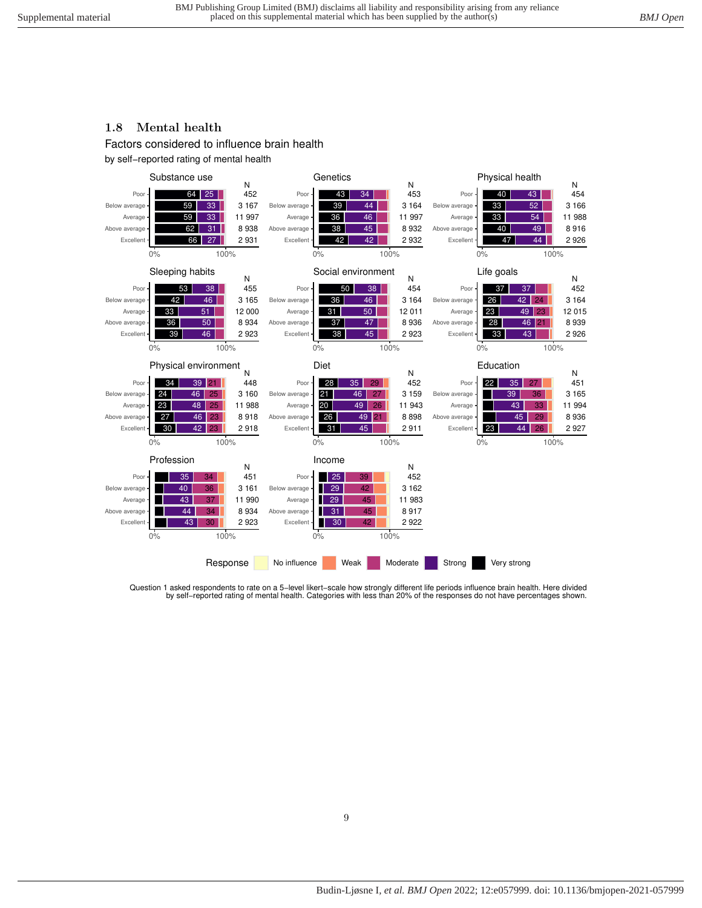## 1.8 Mental health

Factors considered to influence brain health

by self-reported rating of mental health

**Substance use**

| | Very strong | Strong | N |
|---|---|---|---|
| Poor | 64 | 25 | 452 |
| Below average | 59 | 33 | 3 167 |
| Average | 59 | 33 | 11 997 |
| Above average | 62 | 31 | 8 938 |
| Excellent | 66 | 27 | 2 931 |

**Genetics**

| | Very strong | Strong | N |
|---|---|---|---|
| Poor | 43 | 34 | 453 |
| Below average | 39 | 44 | 3 164 |
| Average | 36 | 46 | 11 997 |
| Above average | 38 | 45 | 8 932 |
| Excellent | 42 | 42 | 2 932 |

**Physical health**

| | Very strong | Strong | N |
|---|---|---|---|
| Poor | 40 | 43 | 454 |
| Below average | 33 | 52 | 3 166 |
| Average | 33 | 54 | 11 988 |
| Above average | 40 | 49 | 8 916 |
| Excellent | 47 | 44 | 2 926 |

**Sleeping habits**

| | Very strong | Strong | N |
|---|---|---|---|
| Poor | 53 | 38 | 455 |
| Below average | 42 | 46 | 3 165 |
| Average | 33 | 51 | 12 000 |
| Above average | 36 | 50 | 8 934 |
| Excellent | 39 | 46 | 2 923 |

**Social environment**

| | Very strong | Strong | N |
|---|---|---|---|
| Poor | 50 | 38 | 454 |
| Below average | 36 | 46 | 3 164 |
| Average | 31 | 50 | 12 011 |
| Above average | 37 | 47 | 8 936 |
| Excellent | 38 | 45 | 2 923 |

**Life goals**

| | Very strong | Strong | Moderate | N |
|---|---|---|---|---|
| Poor | 37 | 37 | | 452 |
| Below average | 26 | 42 | 24 | 3 164 |
| Average | 23 | 49 | 23 | 12 015 |
| Above average | 28 | 46 | 21 | 8 939 |
| Excellent | 33 | 43 | | 2 926 |

**Physical environment**

| | Very strong | Strong | Moderate | N |
|---|---|---|---|---|
| Poor | 34 | 39 | 21 | 448 |
| Below average | 24 | 46 | 25 | 3 160 |
| Average | 23 | 48 | 25 | 11 988 |
| Above average | 27 | 46 | 23 | 8 918 |
| Excellent | 30 | 42 | 23 | 2 918 |

**Diet**

| | Very strong | Strong | Moderate | N |
|---|---|---|---|---|
| Poor | 28 | 35 | 29 | 452 |
| Below average | 21 | 46 | 27 | 3 159 |
| Average | 20 | 49 | 26 | 11 943 |
| Above average | 26 | 49 | 21 | 8 898 |
| Excellent | 31 | 45 | | 2 911 |

**Education**

| | Very strong | Strong | Moderate | N |
|---|---|---|---|---|
| Poor | 22 | 35 | 27 | 451 |
| Below average | | 39 | 36 | 3 165 |
| Average | | 43 | 33 | 11 994 |
| Above average | | 45 | 29 | 8 936 |
| Excellent | 23 | 44 | 26 | 2 927 |

**Profession**

| | Strong | Moderate | N |
|---|---|---|---|
| Poor | 35 | 34 | 451 |
| Below average | 40 | 36 | 3 161 |
| Average | 43 | 37 | 11 990 |
| Above average | 44 | 34 | 8 934 |
| Excellent | 43 | 30 | 2 923 |

**Income**

| | Strong | Moderate | N |
|---|---|---|---|
| Poor | 25 | 39 | 452 |
| Below average | 29 | 42 | 3 162 |
| Average | 29 | 45 | 11 983 |
| Above average | 31 | 45 | 8 917 |
| Excellent | 30 | 42 | 2 922 |

Response: No influence, Weak, Moderate, Strong, Very strong

Question 1 asked respondents to rate on a 5-level likert-scale how strongly different life periods influence brain health. Here divided by self-reported rating of mental health. Categories with less than 20% of the responses do not have percentages shown.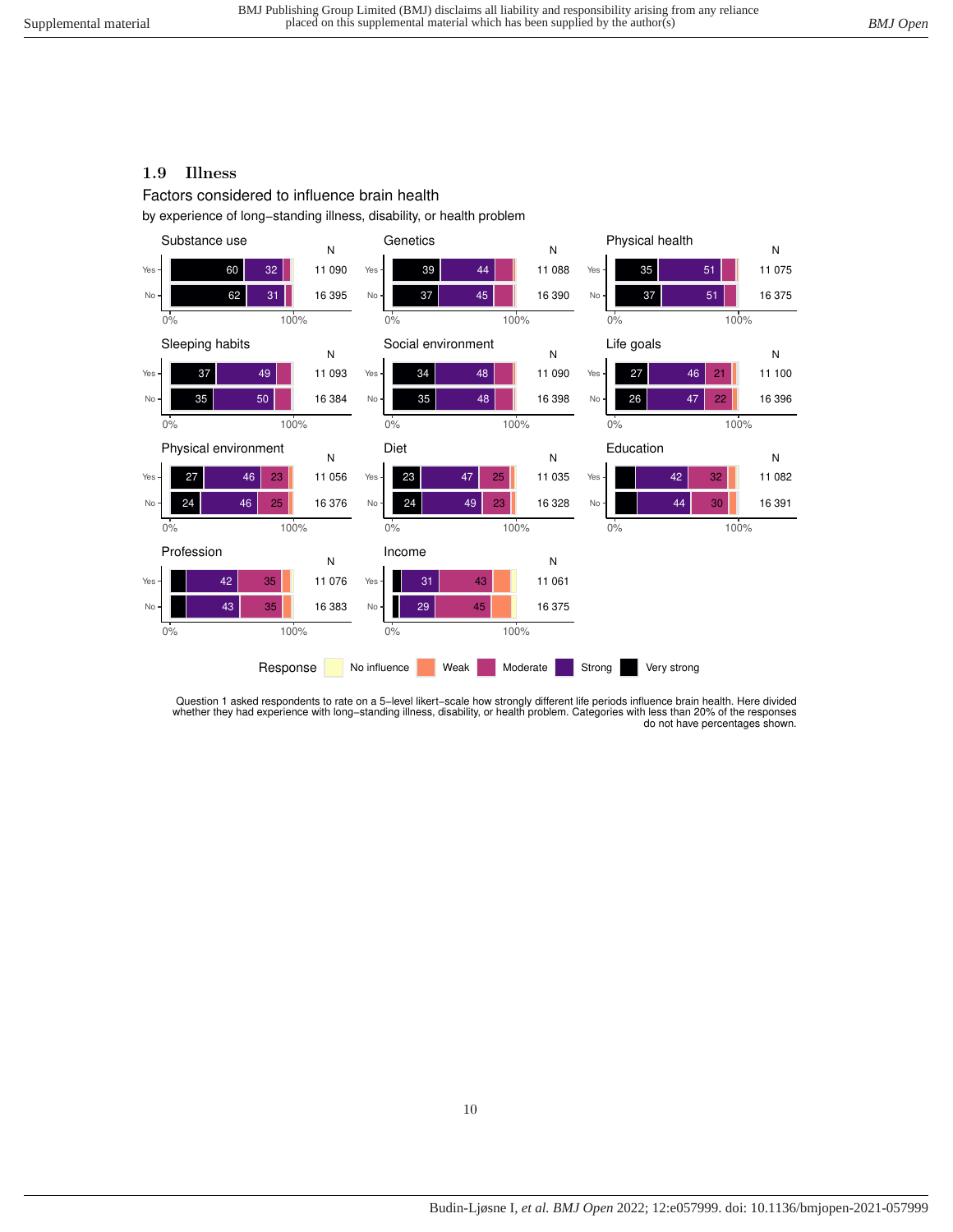## 1.9 Illness

Factors considered to influence brain health

by experience of long−standing illness, disability, or health problem

| Factor | Group | Very strong | Strong | Moderate | N |
|---|---|---|---|---|---|
| Substance use | Yes | 60 | 32 | | 11 090 |
| Substance use | No | 62 | 31 | | 16 395 |
| Genetics | Yes | 39 | 44 | | 11 088 |
| Genetics | No | 37 | 45 | | 16 390 |
| Physical health | Yes | 35 | 51 | | 11 075 |
| Physical health | No | 37 | 51 | | 16 375 |
| Sleeping habits | Yes | 37 | 49 | | 11 093 |
| Sleeping habits | No | 35 | 50 | | 16 384 |
| Social environment | Yes | 34 | 48 | | 11 090 |
| Social environment | No | 35 | 48 | | 16 398 |
| Life goals | Yes | 27 | 46 | 21 | 11 100 |
| Life goals | No | 26 | 47 | 22 | 16 396 |
| Physical environment | Yes | 27 | 46 | 23 | 11 056 |
| Physical environment | No | 24 | 46 | 25 | 16 376 |
| Diet | Yes | 23 | 47 | 25 | 11 035 |
| Diet | No | 24 | 49 | 23 | 16 328 |
| Education | Yes | | 42 | 32 | 11 082 |
| Education | No | | 44 | 30 | 16 391 |
| Profession | Yes | | 42 | 35 | 11 076 |
| Profession | No | | 43 | 35 | 16 383 |
| Income | Yes | | 31 | 43 | 11 061 |
| Income | No | | 29 | 45 | 16 375 |

Response: No influence, Weak, Moderate, Strong, Very strong

Question 1 asked respondents to rate on a 5−level likert−scale how strongly different life periods influence brain health. Here divided whether they had experience with long−standing illness, disability, or health problem. Categories with less than 20% of the responses do not have percentages shown.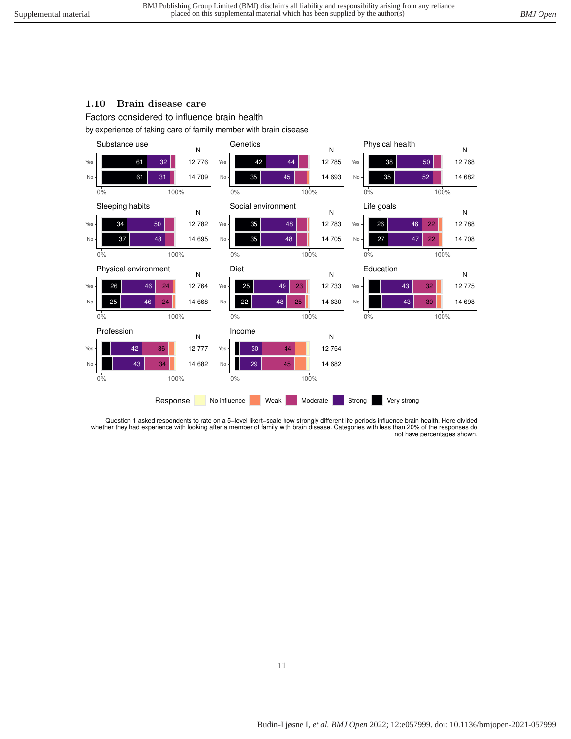### 1.10 Brain disease care

Factors considered to influence brain health

by experience of taking care of family member with brain disease

| Factor | Group | Very strong | Strong | Moderate | N |
|---|---|---|---|---|---|
| Substance use | Yes | 61 | 32 | | 12 776 |
| Substance use | No | 61 | 31 | | 14 709 |
| Genetics | Yes | 42 | 44 | | 12 785 |
| Genetics | No | 35 | 45 | | 14 693 |
| Physical health | Yes | 38 | 50 | | 12 768 |
| Physical health | No | 35 | 52 | | 14 682 |
| Sleeping habits | Yes | 34 | 50 | | 12 782 |
| Sleeping habits | No | 37 | 48 | | 14 695 |
| Social environment | Yes | 35 | 48 | | 12 783 |
| Social environment | No | 35 | 48 | | 14 705 |
| Life goals | Yes | 26 | 46 | 22 | 12 788 |
| Life goals | No | 27 | 47 | 22 | 14 708 |
| Physical environment | Yes | 26 | 46 | 24 | 12 764 |
| Physical environment | No | 25 | 46 | 24 | 14 668 |
| Diet | Yes | 25 | 49 | 23 | 12 733 |
| Diet | No | 22 | 48 | 25 | 14 630 |
| Education | Yes | | 43 | 32 | 12 775 |
| Education | No | | 43 | 30 | 14 698 |
| Profession | Yes | | 42 | 36 | 12 777 |
| Profession | No | | 43 | 34 | 14 682 |
| Income | Yes | | 30 | 44 | 12 754 |
| Income | No | | 29 | 45 | 14 682 |

Response: No influence, Weak, Moderate, Strong, Very strong

Question 1 asked respondents to rate on a 5-level likert-scale how strongly different life periods influence brain health. Here divided whether they had experience with looking after a member of family with brain disease. Categories with less than 20% of the responses do not have percentages shown.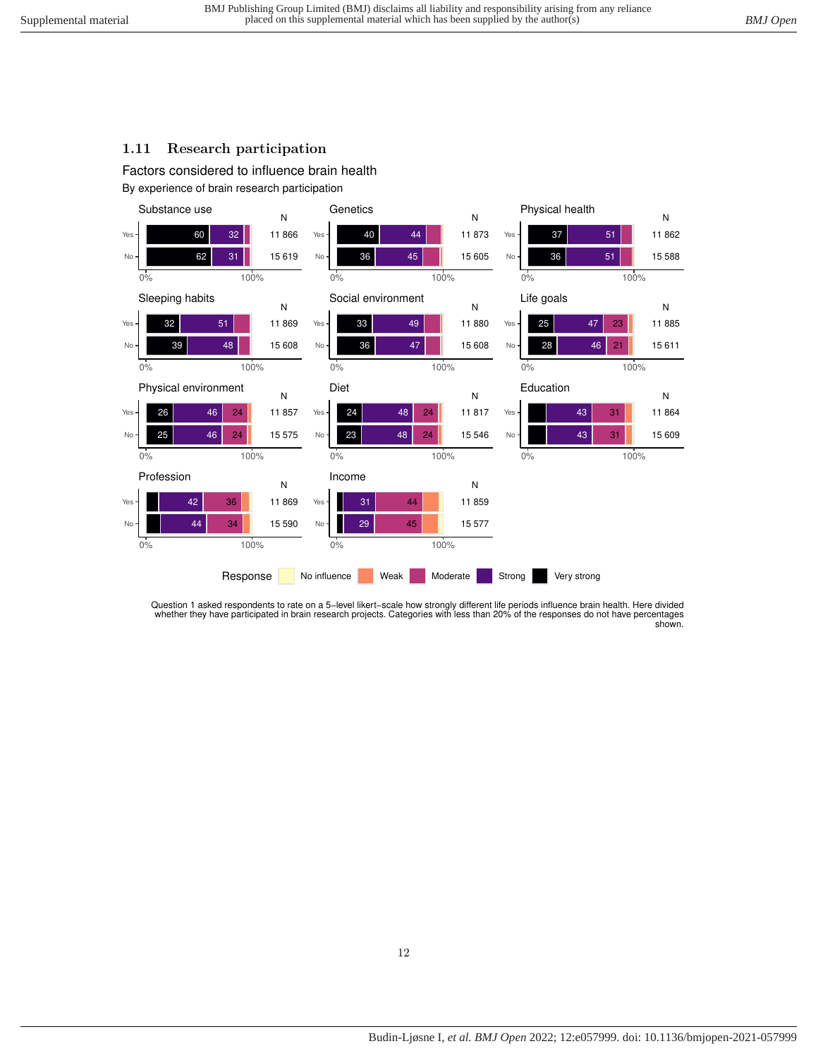## 1.11 Research participation

Factors considered to influence brain health

By experience of brain research participation

| Factor | Group | Very strong | Strong | Moderate | N |
|---|---|---|---|---|---|
| Substance use | Yes | 60 | 32 | | 11 866 |
| Substance use | No | 62 | 31 | | 15 619 |
| Genetics | Yes | 40 | 44 | | 11 873 |
| Genetics | No | 36 | 45 | | 15 605 |
| Physical health | Yes | 37 | 51 | | 11 862 |
| Physical health | No | 36 | 51 | | 15 588 |
| Sleeping habits | Yes | 32 | 51 | | 11 869 |
| Sleeping habits | No | 39 | 48 | | 15 608 |
| Social environment | Yes | 33 | 49 | | 11 880 |
| Social environment | No | 36 | 47 | | 15 608 |
| Life goals | Yes | 25 | 47 | 23 | 11 885 |
| Life goals | No | 28 | 46 | 21 | 15 611 |
| Physical environment | Yes | 26 | 46 | 24 | 11 857 |
| Physical environment | No | 25 | 46 | 24 | 15 575 |
| Diet | Yes | 24 | 48 | 24 | 11 817 |
| Diet | No | 23 | 48 | 24 | 15 546 |
| Education | Yes | | 43 | 31 | 11 864 |
| Education | No | | 43 | 31 | 15 609 |
| Profession | Yes | | 42 | 36 | 11 869 |
| Profession | No | | 44 | 34 | 15 590 |
| Income | Yes | | 31 | 44 | 11 859 |
| Income | No | | 29 | 45 | 15 577 |

Response: No influence, Weak, Moderate, Strong, Very strong

Question 1 asked respondents to rate on a 5-level likert-scale how strongly different life periods influence brain health. Here divided whether they have participated in brain research projects. Categories with less than 20% of the responses do not have percentages shown.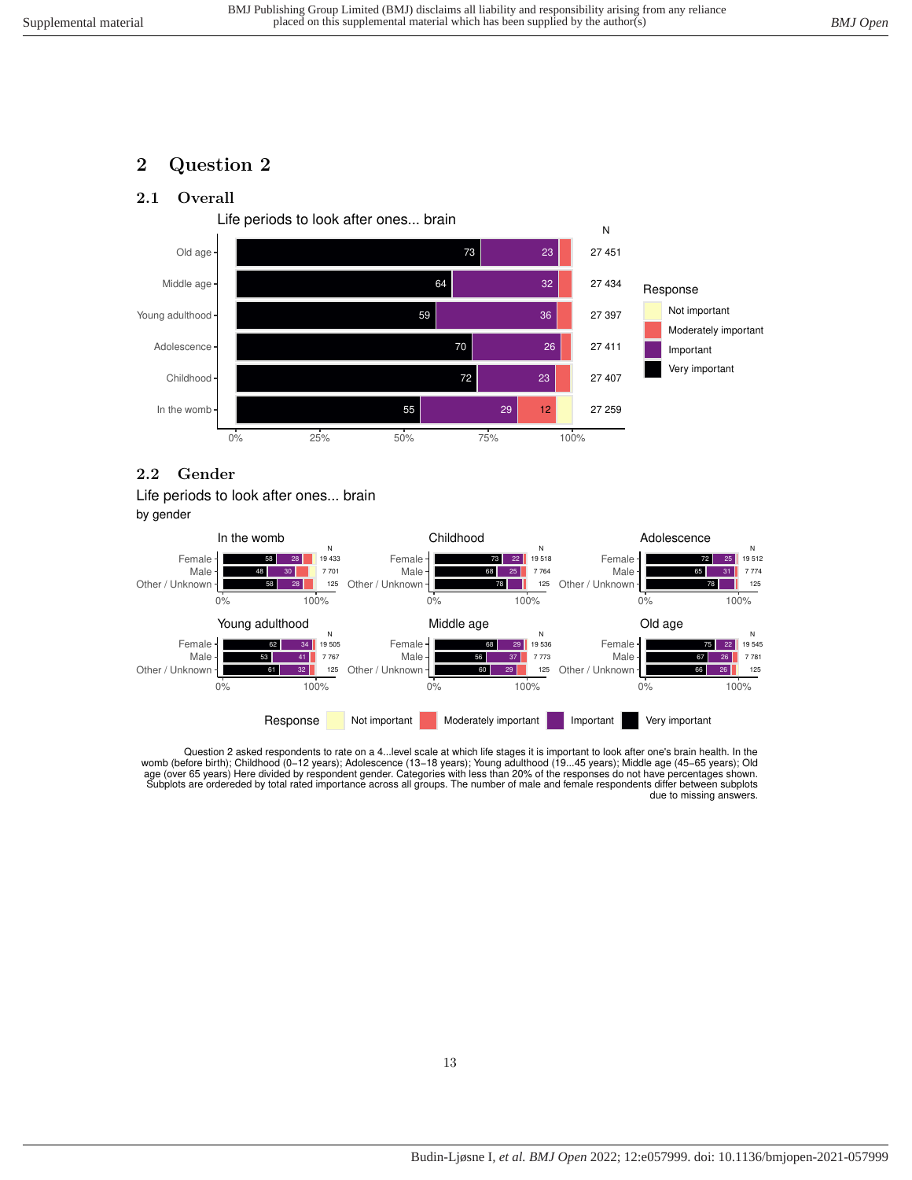## 2 Question 2

### 2.1 Overall

Life periods to look after ones... brain

| | Very important | Important | Moderately important | Not important | N |
|---|---|---|---|---|---|
| Old age | 73 | 23 | | | 27 451 |
| Middle age | 64 | 32 | | | 27 434 |
| Young adulthood | 59 | 36 | | | 27 397 |
| Adolescence | 70 | 26 | | | 27 411 |
| Childhood | 72 | 23 | | | 27 407 |
| In the womb | 55 | 29 | 12 | | 27 259 |

Response: Not important; Moderately important; Important; Very important

### 2.2 Gender

Life periods to look after ones... brain
by gender

**In the womb**

| | Very important | Important | N |
|---|---|---|---|
| Female | 58 | 28 | 19 433 |
| Male | 48 | 30 | 7 701 |
| Other / Unknown | 58 | 28 | 125 |

**Childhood**

| | Very important | Important | N |
|---|---|---|---|
| Female | 73 | 22 | 19 518 |
| Male | 68 | 25 | 7 764 |
| Other / Unknown | 78 | | 125 |

**Adolescence**

| | Very important | Important | N |
|---|---|---|---|
| Female | 72 | 25 | 19 512 |
| Male | 65 | 31 | 7 774 |
| Other / Unknown | 78 | | 125 |

**Young adulthood**

| | Very important | Important | N |
|---|---|---|---|
| Female | 62 | 34 | 19 505 |
| Male | 53 | 41 | 7 767 |
| Other / Unknown | 61 | 32 | 125 |

**Middle age**

| | Very important | Important | N |
|---|---|---|---|
| Female | 68 | 29 | 19 536 |
| Male | 56 | 37 | 7 773 |
| Other / Unknown | 60 | 29 | 125 |

**Old age**

| | Very important | Important | N |
|---|---|---|---|
| Female | 75 | 22 | 19 545 |
| Male | 67 | 26 | 7 781 |
| Other / Unknown | 66 | 26 | 125 |

Response: Not important; Moderately important; Important; Very important

Question 2 asked respondents to rate on a 4...level scale at which life stages it is important to look after one's brain health. In the womb (before birth); Childhood (0–12 years); Adolescence (13–18 years); Young adulthood (19...45 years); Middle age (45–65 years); Old age (over 65 years) Here divided by respondent gender. Categories with less than 20% of the responses do not have percentages shown. Subplots are ordereded by total rated importance across all groups. The number of male and female respondents differ between subplots due to missing answers.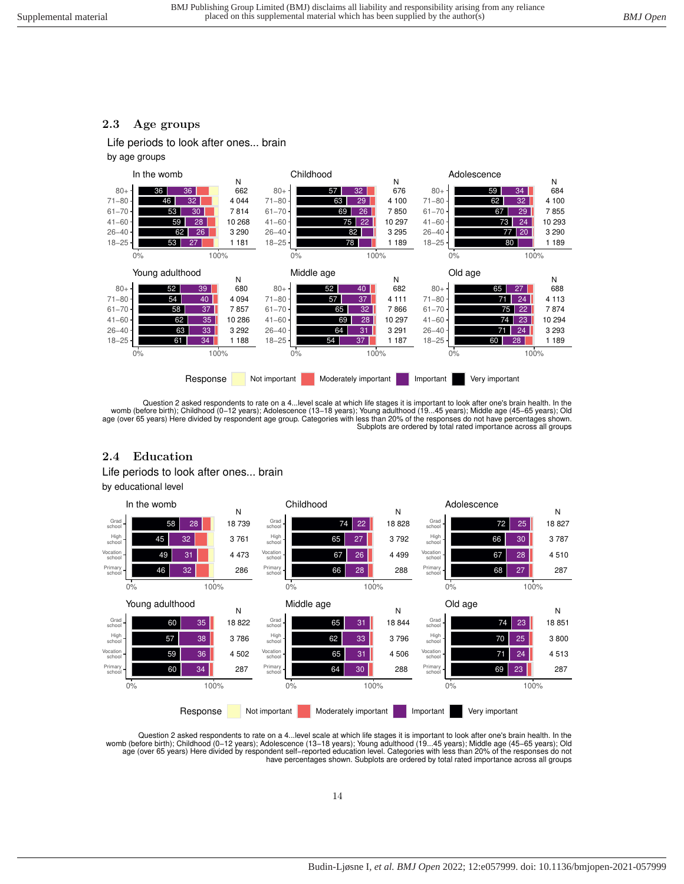## 2.3 Age groups

Life periods to look after ones... brain

by age groups

**In the womb**

| Age | Very important | Important | N |
|---|---|---|---|
| 80+ | 36 | 36 | 662 |
| 71–80 | 46 | 32 | 4 044 |
| 61–70 | 53 | 30 | 7 814 |
| 41–60 | 59 | 28 | 10 268 |
| 26–40 | 62 | 26 | 3 290 |
| 18–25 | 53 | 27 | 1 181 |

**Childhood**

| Age | Very important | Important | N |
|---|---|---|---|
| 80+ | 57 | 32 | 676 |
| 71–80 | 63 | 29 | 4 100 |
| 61–70 | 69 | 26 | 7 850 |
| 41–60 | 75 | 22 | 10 297 |
| 26–40 | 82 | | 3 295 |
| 18–25 | 78 | | 1 189 |

**Adolescence**

| Age | Very important | Important | N |
|---|---|---|---|
| 80+ | 59 | 34 | 684 |
| 71–80 | 62 | 32 | 4 100 |
| 61–70 | 67 | 29 | 7 855 |
| 41–60 | 73 | 24 | 10 293 |
| 26–40 | 77 | 20 | 3 290 |
| 18–25 | 80 | | 1 189 |

**Young adulthood**

| Age | Very important | Important | N |
|---|---|---|---|
| 80+ | 52 | 39 | 680 |
| 71–80 | 54 | 40 | 4 094 |
| 61–70 | 58 | 37 | 7 857 |
| 41–60 | 62 | 35 | 10 286 |
| 26–40 | 63 | 33 | 3 292 |
| 18–25 | 61 | 34 | 1 188 |

**Middle age**

| Age | Very important | Important | N |
|---|---|---|---|
| 80+ | 52 | 40 | 682 |
| 71–80 | 57 | 37 | 4 111 |
| 61–70 | 65 | 32 | 7 866 |
| 41–60 | 69 | 28 | 10 297 |
| 26–40 | 64 | 31 | 3 291 |
| 18–25 | 54 | 37 | 1 187 |

**Old age**

| Age | Very important | Important | N |
|---|---|---|---|
| 80+ | 65 | 27 | 688 |
| 71–80 | 71 | 24 | 4 113 |
| 61–70 | 75 | 22 | 7 874 |
| 41–60 | 74 | 23 | 10 294 |
| 26–40 | 71 | 24 | 3 293 |
| 18–25 | 60 | 28 | 1 189 |

Response: Not important, Moderately important, Important, Very important

Question 2 asked respondents to rate on a 4...level scale at which life stages it is important to look after one's brain health. In the womb (before birth); Childhood (0–12 years); Adolescence (13–18 years); Young adulthood (19...45 years); Middle age (45–65 years); Old age (over 65 years) Here divided by respondent age group. Categories with less than 20% of the responses do not have percentages shown. Subplots are ordered by total rated importance across all groups

## 2.4 Education

Life periods to look after ones... brain

by educational level

**In the womb**

| Education | Very important | Important | N |
|---|---|---|---|
| Grad school | 58 | 28 | 18 739 |
| High school | 45 | 32 | 3 761 |
| Vocation school | 49 | 31 | 4 473 |
| Primary school | 46 | 32 | 286 |

**Childhood**

| Education | Very important | Important | N |
|---|---|---|---|
| Grad school | 74 | 22 | 18 828 |
| High school | 65 | 27 | 3 792 |
| Vocation school | 67 | 26 | 4 499 |
| Primary school | 66 | 28 | 288 |

**Adolescence**

| Education | Very important | Important | N |
|---|---|---|---|
| Grad school | 72 | 25 | 18 827 |
| High school | 66 | 30 | 3 787 |
| Vocation school | 67 | 28 | 4 510 |
| Primary school | 68 | 27 | 287 |

**Young adulthood**

| Education | Very important | Important | N |
|---|---|---|---|
| Grad school | 60 | 35 | 18 822 |
| High school | 57 | 38 | 3 786 |
| Vocation school | 59 | 36 | 4 502 |
| Primary school | 60 | 34 | 287 |

**Middle age**

| Education | Very important | Important | N |
|---|---|---|---|
| Grad school | 65 | 31 | 18 844 |
| High school | 62 | 33 | 3 796 |
| Vocation school | 65 | 31 | 4 506 |
| Primary school | 64 | 30 | 288 |

**Old age**

| Education | Very important | Important | N |
|---|---|---|---|
| Grad school | 74 | 23 | 18 851 |
| High school | 70 | 25 | 3 800 |
| Vocation school | 71 | 24 | 4 513 |
| Primary school | 69 | 23 | 287 |

Response: Not important, Moderately important, Important, Very important

Question 2 asked respondents to rate on a 4...level scale at which life stages it is important to look after one's brain health. In the womb (before birth); Childhood (0–12 years); Adolescence (13–18 years); Young adulthood (19...45 years); Middle age (45–65 years); Old age (over 65 years) Here divided by respondent self–reported education level. Categories with less than 20% of the responses do not have percentages shown. Subplots are ordered by total rated importance across all groups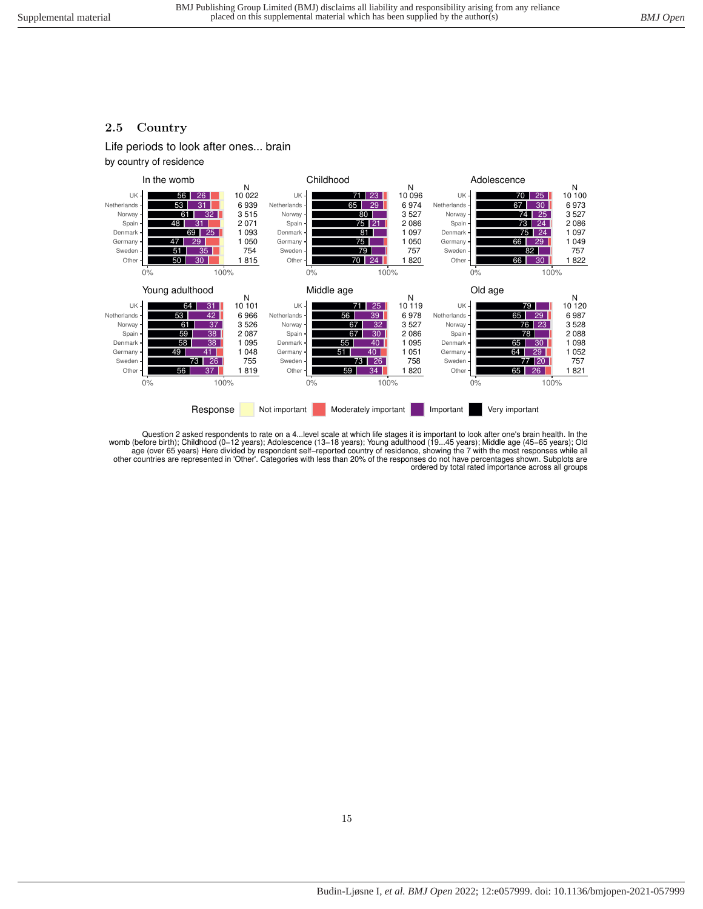## 2.5 Country

Life periods to look after ones... brain

by country of residence

**In the womb**

| Country | Very important | Important | N |
|---|---|---|---|
| UK | 56 | 26 | 10 022 |
| Netherlands | 53 | 31 | 6 939 |
| Norway | 61 | 32 | 3 515 |
| Spain | 48 | 31 | 2 071 |
| Denmark | 69 | 25 | 1 093 |
| Germany | 47 | 29 | 1 050 |
| Sweden | 51 | 35 | 754 |
| Other | 50 | 30 | 1 815 |

**Childhood**

| Country | Very important | Important | N |
|---|---|---|---|
| UK | 71 | 23 | 10 096 |
| Netherlands | 65 | 29 | 6 974 |
| Norway | 80 | | 3 527 |
| Spain | 75 | 21 | 2 086 |
| Denmark | 81 | | 1 097 |
| Germany | 75 | | 1 050 |
| Sweden | 79 | | 757 |
| Other | 70 | 24 | 1 820 |

**Adolescence**

| Country | Very important | Important | N |
|---|---|---|---|
| UK | 70 | 25 | 10 100 |
| Netherlands | 67 | 30 | 6 973 |
| Norway | 74 | 25 | 3 527 |
| Spain | 73 | 24 | 2 086 |
| Denmark | 75 | 24 | 1 097 |
| Germany | 66 | 29 | 1 049 |
| Sweden | 82 | | 757 |
| Other | 66 | 30 | 1 822 |

**Young adulthood**

| Country | Very important | Important | N |
|---|---|---|---|
| UK | 64 | 31 | 10 101 |
| Netherlands | 53 | 42 | 6 966 |
| Norway | 61 | 37 | 3 526 |
| Spain | 59 | 38 | 2 087 |
| Denmark | 58 | 38 | 1 095 |
| Germany | 49 | 41 | 1 048 |
| Sweden | 73 | 26 | 755 |
| Other | 56 | 37 | 1 819 |

**Middle age**

| Country | Very important | Important | N |
|---|---|---|---|
| UK | 71 | 25 | 10 119 |
| Netherlands | 56 | 39 | 6 978 |
| Norway | 67 | 32 | 3 527 |
| Spain | 67 | 30 | 2 086 |
| Denmark | 55 | 40 | 1 095 |
| Germany | 51 | 40 | 1 051 |
| Sweden | 73 | 26 | 758 |
| Other | 59 | 34 | 1 820 |

**Old age**

| Country | Very important | Important | N |
|---|---|---|---|
| UK | 79 | | 10 120 |
| Netherlands | 65 | 29 | 6 987 |
| Norway | 76 | 23 | 3 528 |
| Spain | 78 | | 2 088 |
| Denmark | 65 | 30 | 1 098 |
| Germany | 64 | 29 | 1 052 |
| Sweden | 77 | 20 | 757 |
| Other | 65 | 26 | 1 821 |

Response: Not important, Moderately important, Important, Very important

Question 2 asked respondents to rate on a 4...level scale at which life stages it is important to look after one's brain health. In the womb (before birth); Childhood (0–12 years); Adolescence (13–18 years); Young adulthood (19...45 years); Middle age (45–65 years); Old age (over 65 years) Here divided by respondent self–reported country of residence, showing the 7 with the most responses while all other countries are represented in 'Other'. Categories with less than 20% of the responses do not have percentages shown. Subplots are ordered by total rated importance across all groups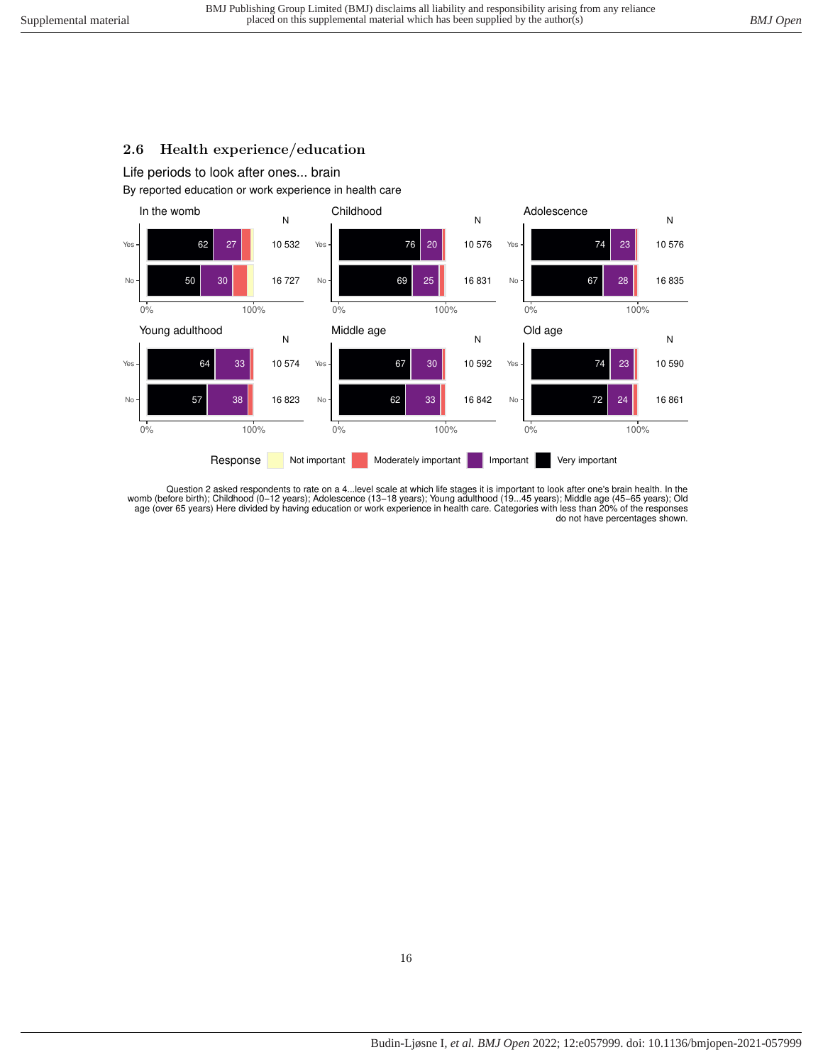## 2.6 Health experience/education

Life periods to look after ones... brain

By reported education or work experience in health care

| Life period | Group | Very important | Important | N |
|---|---|---|---|---|
| In the womb | Yes | 62 | 27 | 10 532 |
| In the womb | No | 50 | 30 | 16 727 |
| Childhood | Yes | 76 | 20 | 10 576 |
| Childhood | No | 69 | 25 | 16 831 |
| Adolescence | Yes | 74 | 23 | 10 576 |
| Adolescence | No | 67 | 28 | 16 835 |
| Young adulthood | Yes | 64 | 33 | 10 574 |
| Young adulthood | No | 57 | 38 | 16 823 |
| Middle age | Yes | 67 | 30 | 10 592 |
| Middle age | No | 62 | 33 | 16 842 |
| Old age | Yes | 74 | 23 | 10 590 |
| Old age | No | 72 | 24 | 16 861 |

Response: Not important, Moderately important, Important, Very important

Question 2 asked respondents to rate on a 4...level scale at which life stages it is important to look after one's brain health. In the womb (before birth); Childhood (0–12 years); Adolescence (13–18 years); Young adulthood (19...45 years); Middle age (45–65 years); Old age (over 65 years) Here divided by having education or work experience in health care. Categories with less than 20% of the responses do not have percentages shown.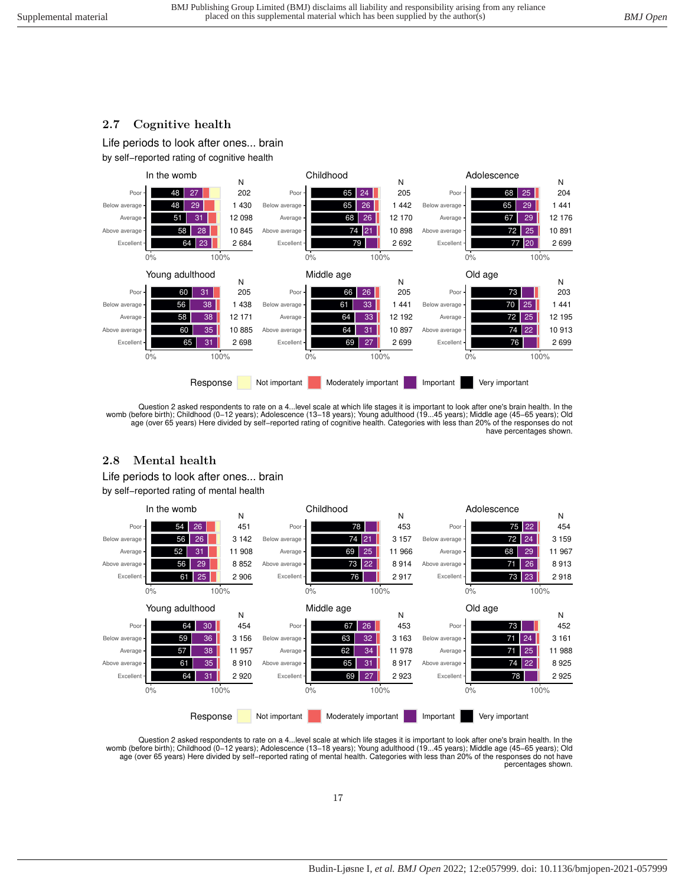## 2.7 Cognitive health

Life periods to look after ones... brain
by self−reported rating of cognitive health

**In the womb**

| | Very important | Important | N |
|---|---|---|---|
| Poor | 48 | 27 | 202 |
| Below average | 48 | 29 | 1 430 |
| Average | 51 | 31 | 12 098 |
| Above average | 58 | 28 | 10 845 |
| Excellent | 64 | 23 | 2 684 |

**Childhood**

| | Very important | Important | N |
|---|---|---|---|
| Poor | 65 | 24 | 205 |
| Below average | 65 | 26 | 1 442 |
| Average | 68 | 26 | 12 170 |
| Above average | 74 | 21 | 10 898 |
| Excellent | 79 | | 2 692 |

**Adolescence**

| | Very important | Important | N |
|---|---|---|---|
| Poor | 68 | 25 | 204 |
| Below average | 65 | 29 | 1 441 |
| Average | 67 | 29 | 12 176 |
| Above average | 72 | 25 | 10 891 |
| Excellent | 77 | 20 | 2 699 |

**Young adulthood**

| | Very important | Important | N |
|---|---|---|---|
| Poor | 60 | 31 | 205 |
| Below average | 56 | 38 | 1 438 |
| Average | 58 | 38 | 12 171 |
| Above average | 60 | 35 | 10 885 |
| Excellent | 65 | 31 | 2 698 |

**Middle age**

| | Very important | Important | N |
|---|---|---|---|
| Poor | 66 | 26 | 205 |
| Below average | 61 | 33 | 1 441 |
| Average | 64 | 33 | 12 192 |
| Above average | 64 | 31 | 10 897 |
| Excellent | 69 | 27 | 2 699 |

**Old age**

| | Very important | Important | N |
|---|---|---|---|
| Poor | 73 | | 203 |
| Below average | 70 | 25 | 1 441 |
| Average | 72 | 25 | 12 195 |
| Above average | 74 | 22 | 10 913 |
| Excellent | 76 | | 2 699 |

Response: Not important; Moderately important; Important; Very important

Question 2 asked respondents to rate on a 4...level scale at which life stages it is important to look after one's brain health. In the womb (before birth); Childhood (0–12 years); Adolescence (13–18 years); Young adulthood (19...45 years); Middle age (45–65 years); Old age (over 65 years) Here divided by self−reported rating of cognitive health. Categories with less than 20% of the responses do not have percentages shown.

## 2.8 Mental health

Life periods to look after ones... brain
by self−reported rating of mental health

**In the womb**

| | Very important | Important | N |
|---|---|---|---|
| Poor | 54 | 26 | 451 |
| Below average | 56 | 26 | 3 142 |
| Average | 52 | 31 | 11 908 |
| Above average | 56 | 29 | 8 852 |
| Excellent | 61 | 25 | 2 906 |

**Childhood**

| | Very important | Important | N |
|---|---|---|---|
| Poor | 78 | | 453 |
| Below average | 74 | 21 | 3 157 |
| Average | 69 | 25 | 11 966 |
| Above average | 73 | 22 | 8 914 |
| Excellent | 76 | | 2 917 |

**Adolescence**

| | Very important | Important | N |
|---|---|---|---|
| Poor | 75 | 22 | 454 |
| Below average | 72 | 24 | 3 159 |
| Average | 68 | 29 | 11 967 |
| Above average | 71 | 26 | 8 913 |
| Excellent | 73 | 23 | 2 918 |

**Young adulthood**

| | Very important | Important | N |
|---|---|---|---|
| Poor | 64 | 30 | 454 |
| Below average | 59 | 36 | 3 156 |
| Average | 57 | 38 | 11 957 |
| Above average | 61 | 35 | 8 910 |
| Excellent | 64 | 31 | 2 920 |

**Middle age**

| | Very important | Important | N |
|---|---|---|---|
| Poor | 67 | 26 | 453 |
| Below average | 63 | 32 | 3 163 |
| Average | 62 | 34 | 11 978 |
| Above average | 65 | 31 | 8 917 |
| Excellent | 69 | 27 | 2 923 |

**Old age**

| | Very important | Important | N |
|---|---|---|---|
| Poor | 73 | | 452 |
| Below average | 71 | 24 | 3 161 |
| Average | 71 | 25 | 11 988 |
| Above average | 74 | 22 | 8 925 |
| Excellent | 78 | | 2 925 |

Response: Not important; Moderately important; Important; Very important

Question 2 asked respondents to rate on a 4...level scale at which life stages it is important to look after one's brain health. In the womb (before birth); Childhood (0–12 years); Adolescence (13–18 years); Young adulthood (19...45 years); Middle age (45–65 years); Old age (over 65 years) Here divided by self−reported rating of mental health. Categories with less than 20% of the responses do not have percentages shown.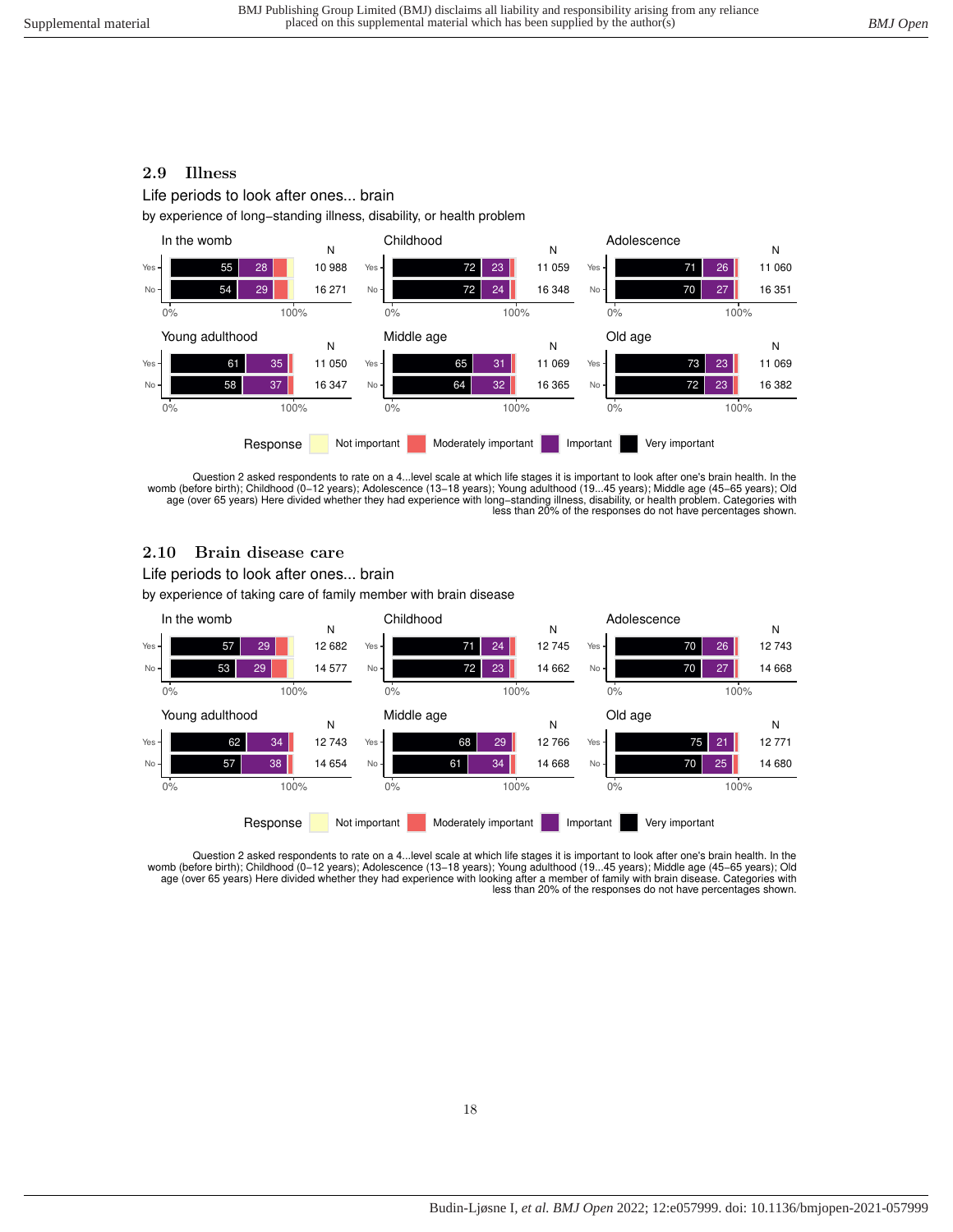## 2.9 Illness

Life periods to look after ones... brain

by experience of long−standing illness, disability, or health problem

| Life period | Group | Very important | Important | N |
|---|---|---|---|---|
| In the womb | Yes | 55 | 28 | 10 988 |
| In the womb | No | 54 | 29 | 16 271 |
| Childhood | Yes | 72 | 23 | 11 059 |
| Childhood | No | 72 | 24 | 16 348 |
| Adolescence | Yes | 71 | 26 | 11 060 |
| Adolescence | No | 70 | 27 | 16 351 |
| Young adulthood | Yes | 61 | 35 | 11 050 |
| Young adulthood | No | 58 | 37 | 16 347 |
| Middle age | Yes | 65 | 31 | 11 069 |
| Middle age | No | 64 | 32 | 16 365 |
| Old age | Yes | 73 | 23 | 11 069 |
| Old age | No | 72 | 23 | 16 382 |

Response: Not important, Moderately important, Important, Very important

Question 2 asked respondents to rate on a 4...level scale at which life stages it is important to look after one's brain health. In the womb (before birth); Childhood (0−12 years); Adolescence (13−18 years); Young adulthood (19...45 years); Middle age (45−65 years); Old age (over 65 years) Here divided whether they had experience with long−standing illness, disability, or health problem. Categories with less than 20% of the responses do not have percentages shown.

## 2.10 Brain disease care

Life periods to look after ones... brain

by experience of taking care of family member with brain disease

| Life period | Group | Very important | Important | N |
|---|---|---|---|---|
| In the womb | Yes | 57 | 29 | 12 682 |
| In the womb | No | 53 | 29 | 14 577 |
| Childhood | Yes | 71 | 24 | 12 745 |
| Childhood | No | 72 | 23 | 14 662 |
| Adolescence | Yes | 70 | 26 | 12 743 |
| Adolescence | No | 70 | 27 | 14 668 |
| Young adulthood | Yes | 62 | 34 | 12 743 |
| Young adulthood | No | 57 | 38 | 14 654 |
| Middle age | Yes | 68 | 29 | 12 766 |
| Middle age | No | 61 | 34 | 14 668 |
| Old age | Yes | 75 | 21 | 12 771 |
| Old age | No | 70 | 25 | 14 680 |

Response: Not important, Moderately important, Important, Very important

Question 2 asked respondents to rate on a 4...level scale at which life stages it is important to look after one's brain health. In the womb (before birth); Childhood (0−12 years); Adolescence (13−18 years); Young adulthood (19...45 years); Middle age (45−65 years); Old age (over 65 years) Here divided whether they had experience with looking after a member of family with brain disease. Categories with less than 20% of the responses do not have percentages shown.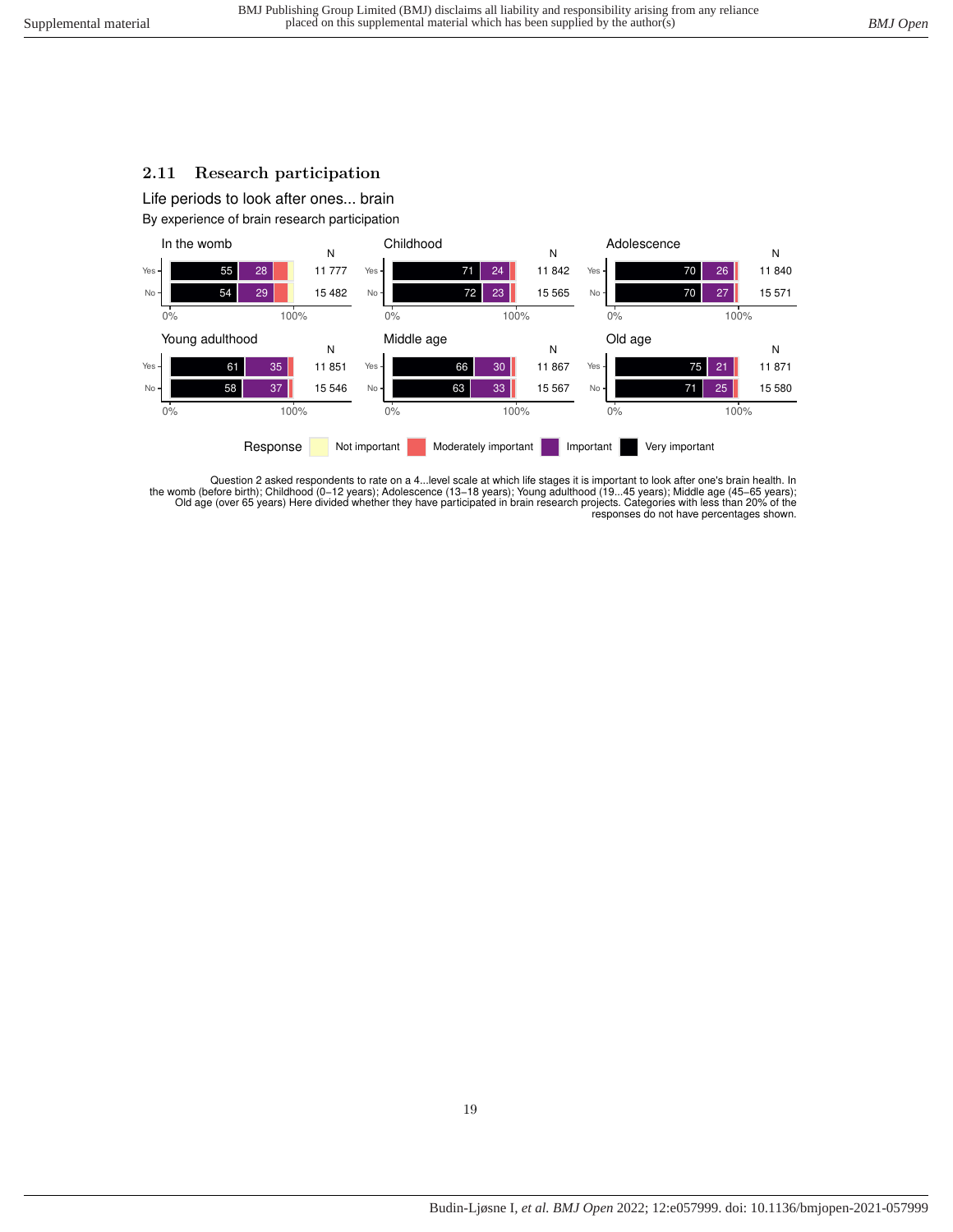## 2.11 Research participation

Life periods to look after ones... brain

By experience of brain research participation

| Life period | Participated | Very important | Important | N |
|---|---|---|---|---|
| In the womb | Yes | 55 | 28 | 11 777 |
| In the womb | No | 54 | 29 | 15 482 |
| Childhood | Yes | 71 | 24 | 11 842 |
| Childhood | No | 72 | 23 | 15 565 |
| Adolescence | Yes | 70 | 26 | 11 840 |
| Adolescence | No | 70 | 27 | 15 571 |
| Young adulthood | Yes | 61 | 35 | 11 851 |
| Young adulthood | No | 58 | 37 | 15 546 |
| Middle age | Yes | 66 | 30 | 11 867 |
| Middle age | No | 63 | 33 | 15 567 |
| Old age | Yes | 75 | 21 | 11 871 |
| Old age | No | 71 | 25 | 15 580 |

Response: Not important; Moderately important; Important; Very important

Question 2 asked respondents to rate on a 4...level scale at which life stages it is important to look after one's brain health. In the womb (before birth); Childhood (0–12 years); Adolescence (13–18 years); Young adulthood (19...45 years); Middle age (45–65 years); Old age (over 65 years) Here divided whether they have participated in brain research projects. Categories with less than 20% of the responses do not have percentages shown.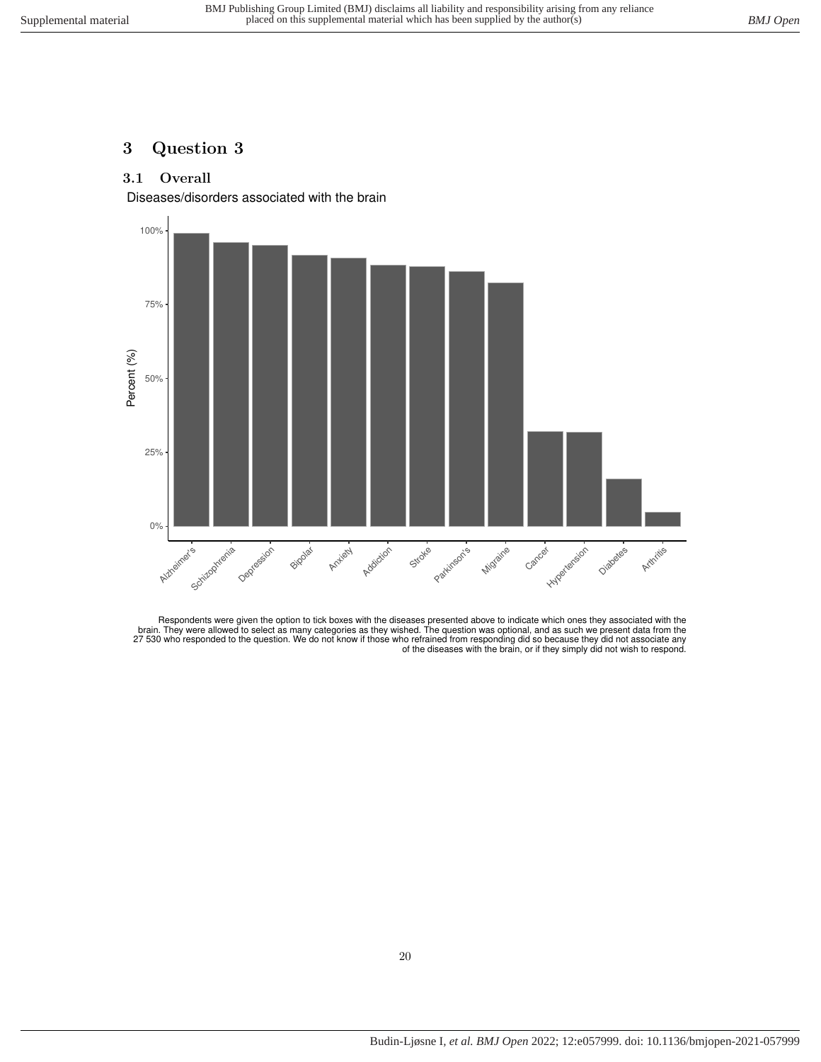# 3 Question 3

## 3.1 Overall

Diseases/disorders associated with the brain

Respondents were given the option to tick boxes with the diseases presented above to indicate which ones they associated with the brain. They were allowed to select as many categories as they wished. The question was optional, and as such we present data from the 27 530 who responded to the question. We do not know if those who refrained from responding did so because they did not associate any of the diseases with the brain, or if they simply did not wish to respond.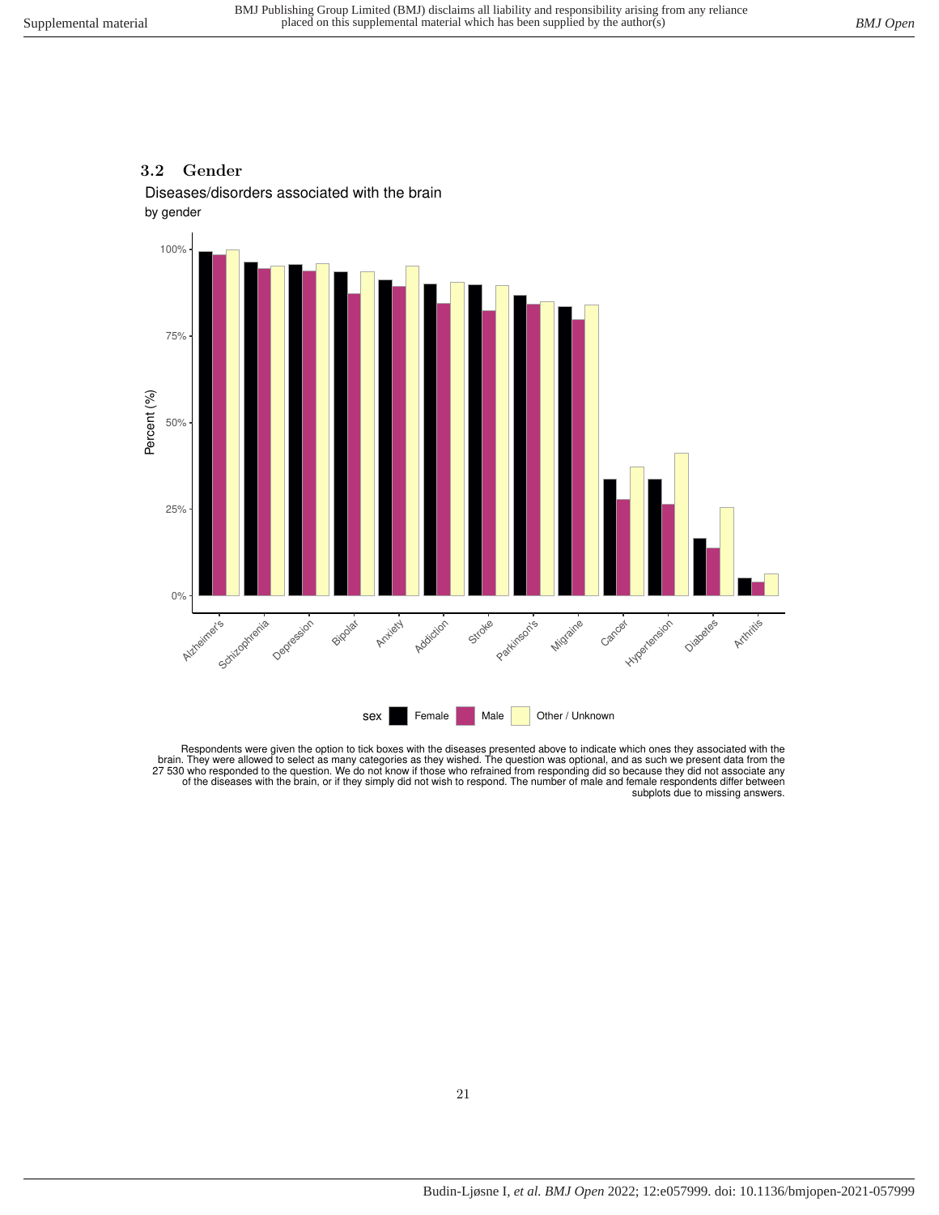## 3.2 Gender

Diseases/disorders associated with the brain

by gender

Respondents were given the option to tick boxes with the diseases presented above to indicate which ones they associated with the brain. They were allowed to select as many categories as they wished. The question was optional, and as such we present data from the 27 530 who responded to the question. We do not know if those who refrained from responding did so because they did not associate any of the diseases with the brain, or if they simply did not wish to respond. The number of male and female respondents differ between subplots due to missing answers.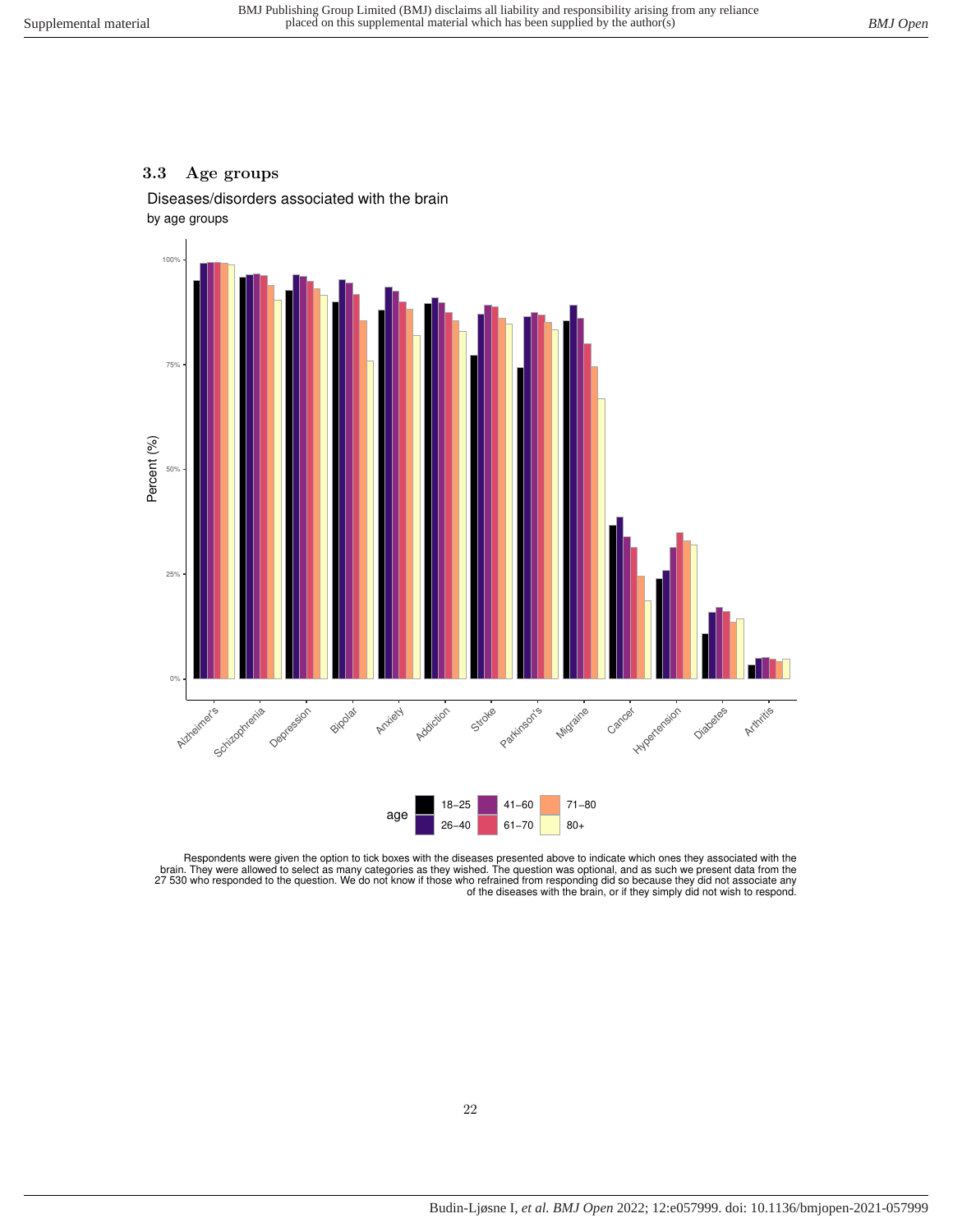### 3.3 Age groups

Diseases/disorders associated with the brain

by age groups

Respondents were given the option to tick boxes with the diseases presented above to indicate which ones they associated with the brain. They were allowed to select as many categories as they wished. The question was optional, and as such we present data from the 27 530 who responded to the question. We do not know if those who refrained from responding did so because they did not associate any of the diseases with the brain, or if they simply did not wish to respond.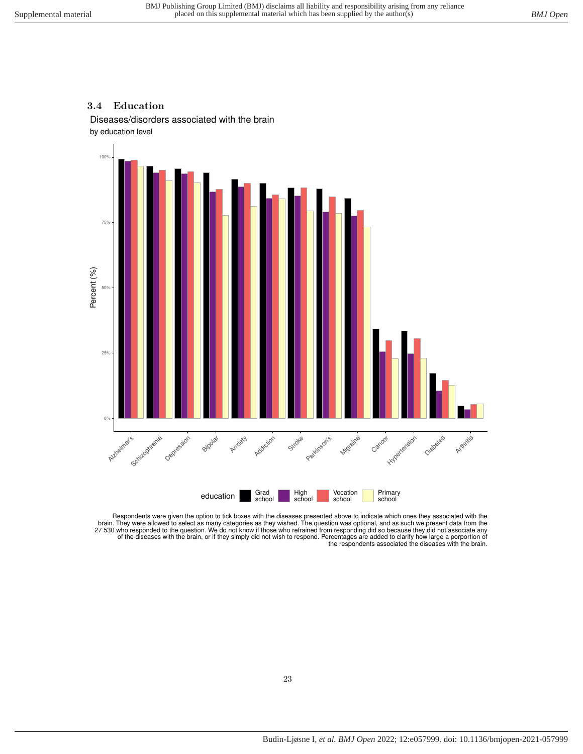### 3.4 Education

Diseases/disorders associated with the brain

by education level

Respondents were given the option to tick boxes with the diseases presented above to indicate which ones they associated with the brain. They were allowed to select as many categories as they wished. The question was optional, and as such we present data from the 27 530 who responded to the question. We do not know if those who refrained from responding did so because they did not associate any of the diseases with the brain, or if they simply did not wish to respond. Percentages are added to clarify how large a porportion of the respondents associated the diseases with the brain.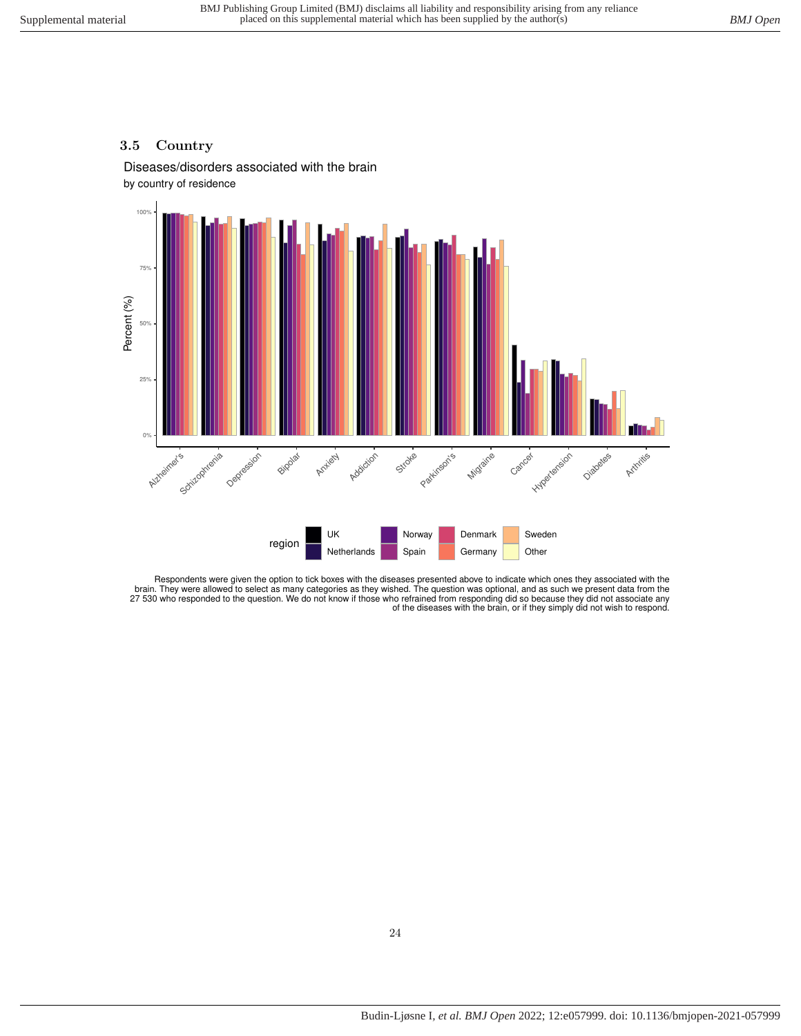## 3.5 Country

Diseases/disorders associated with the brain

by country of residence

Respondents were given the option to tick boxes with the diseases presented above to indicate which ones they associated with the brain. They were allowed to select as many categories as they wished. The question was optional, and as such we present data from the 27 530 who responded to the question. We do not know if those who refrained from responding did so because they did not associate any of the diseases with the brain, or if they simply did not wish to respond.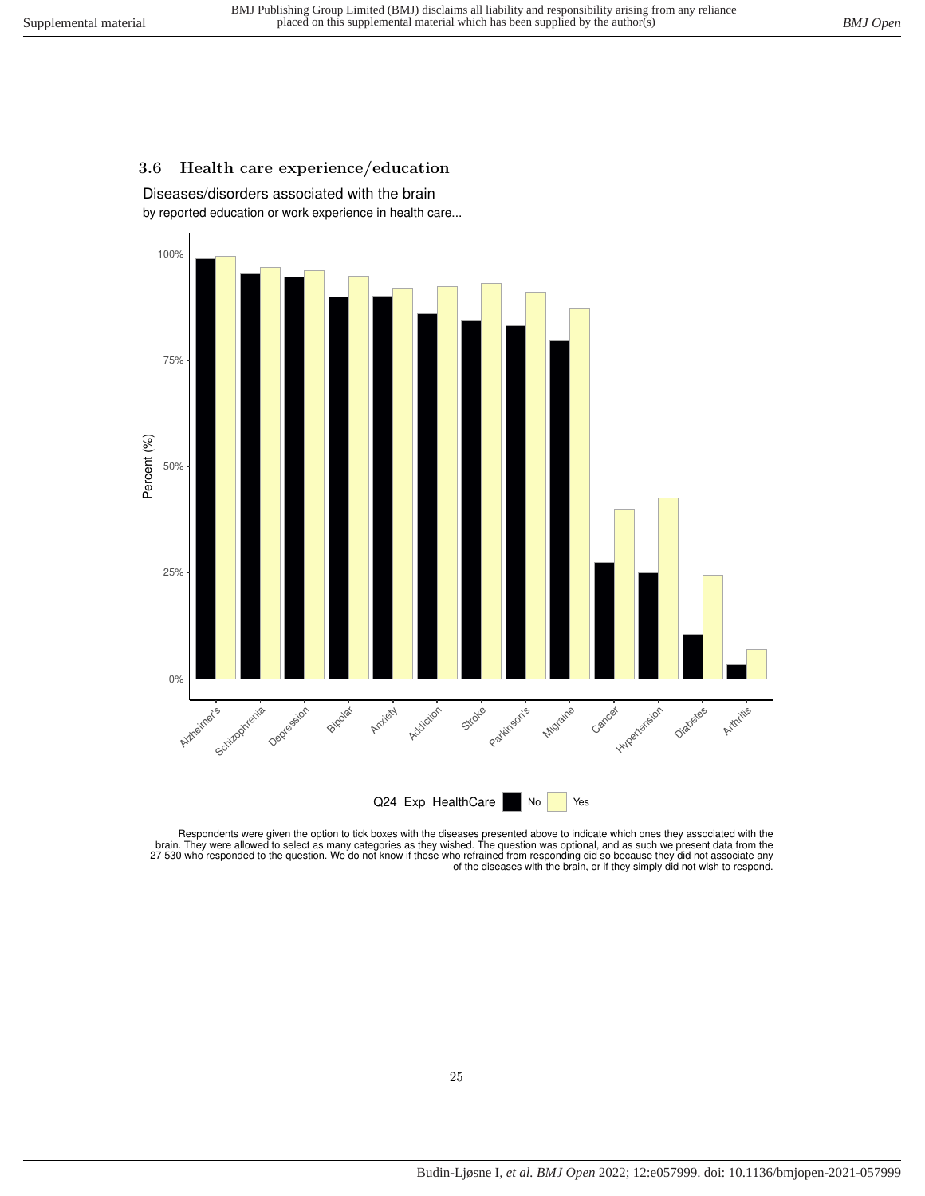### 3.6 Health care experience/education

Diseases/disorders associated with the brain

by reported education or work experience in health care...

Respondents were given the option to tick boxes with the diseases presented above to indicate which ones they associated with the brain. They were allowed to select as many categories as they wished. The question was optional, and as such we present data from the 27 530 who responded to the question. We do not know if those who refrained from responding did so because they did not associate any of the diseases with the brain, or if they simply did not wish to respond.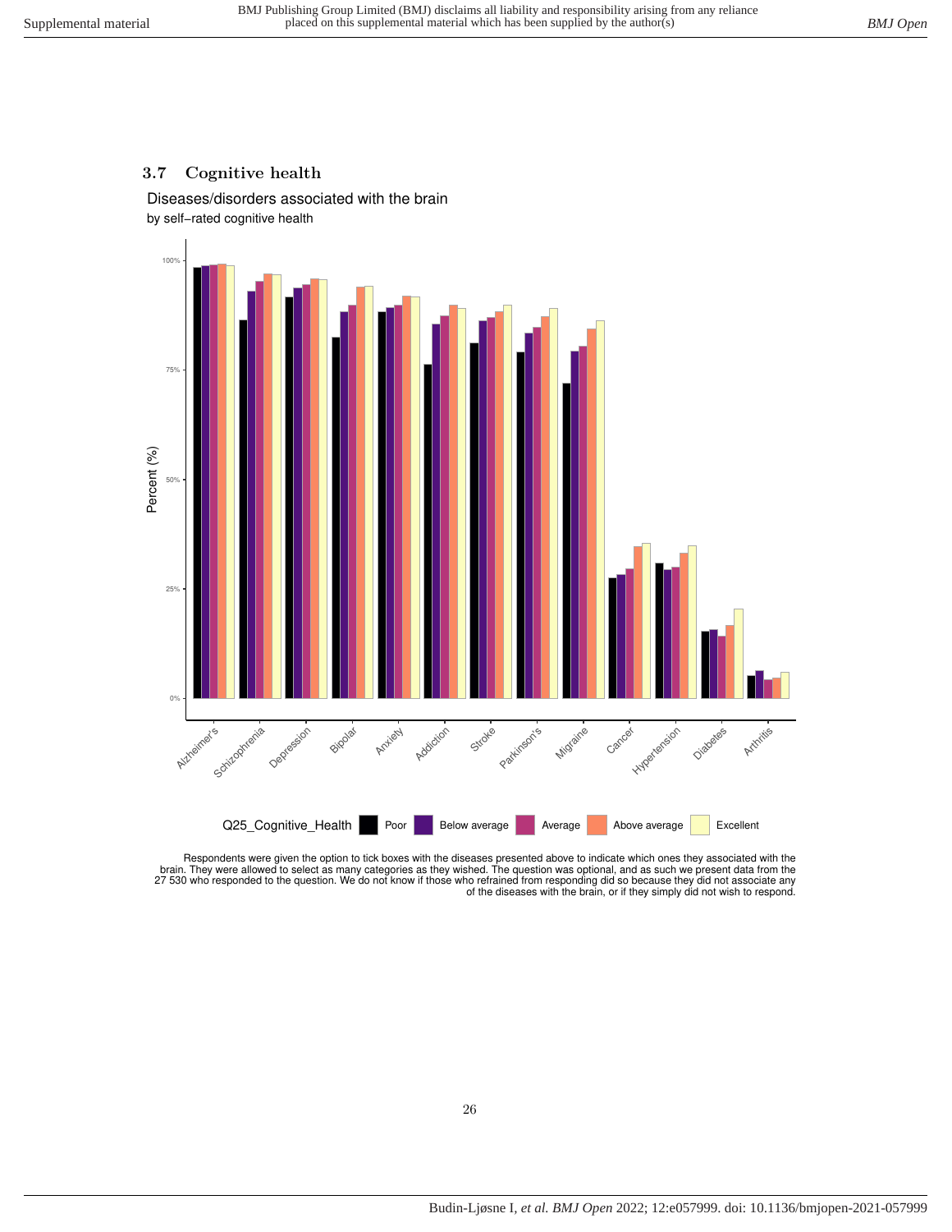## 3.7 Cognitive health

Diseases/disorders associated with the brain

by self−rated cognitive health

Respondents were given the option to tick boxes with the diseases presented above to indicate which ones they associated with the brain. They were allowed to select as many categories as they wished. The question was optional, and as such we present data from the 27 530 who responded to the question. We do not know if those who refrained from responding did so because they did not associate any of the diseases with the brain, or if they simply did not wish to respond.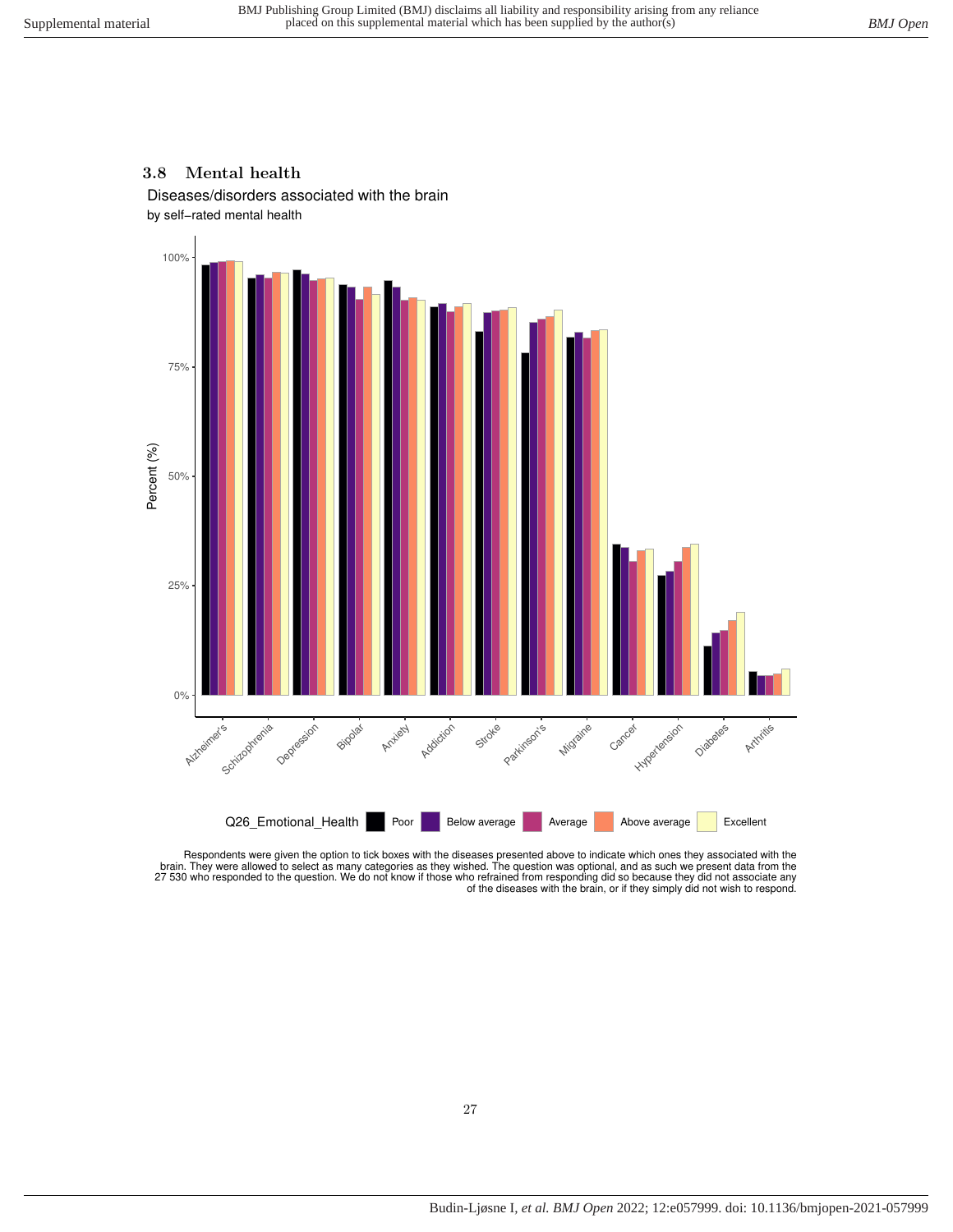## 3.8 Mental health

Diseases/disorders associated with the brain

by self−rated mental health

Respondents were given the option to tick boxes with the diseases presented above to indicate which ones they associated with the brain. They were allowed to select as many categories as they wished. The question was optional, and as such we present data from the 27 530 who responded to the question. We do not know if those who refrained from responding did so because they did not associate any of the diseases with the brain, or if they simply did not wish to respond.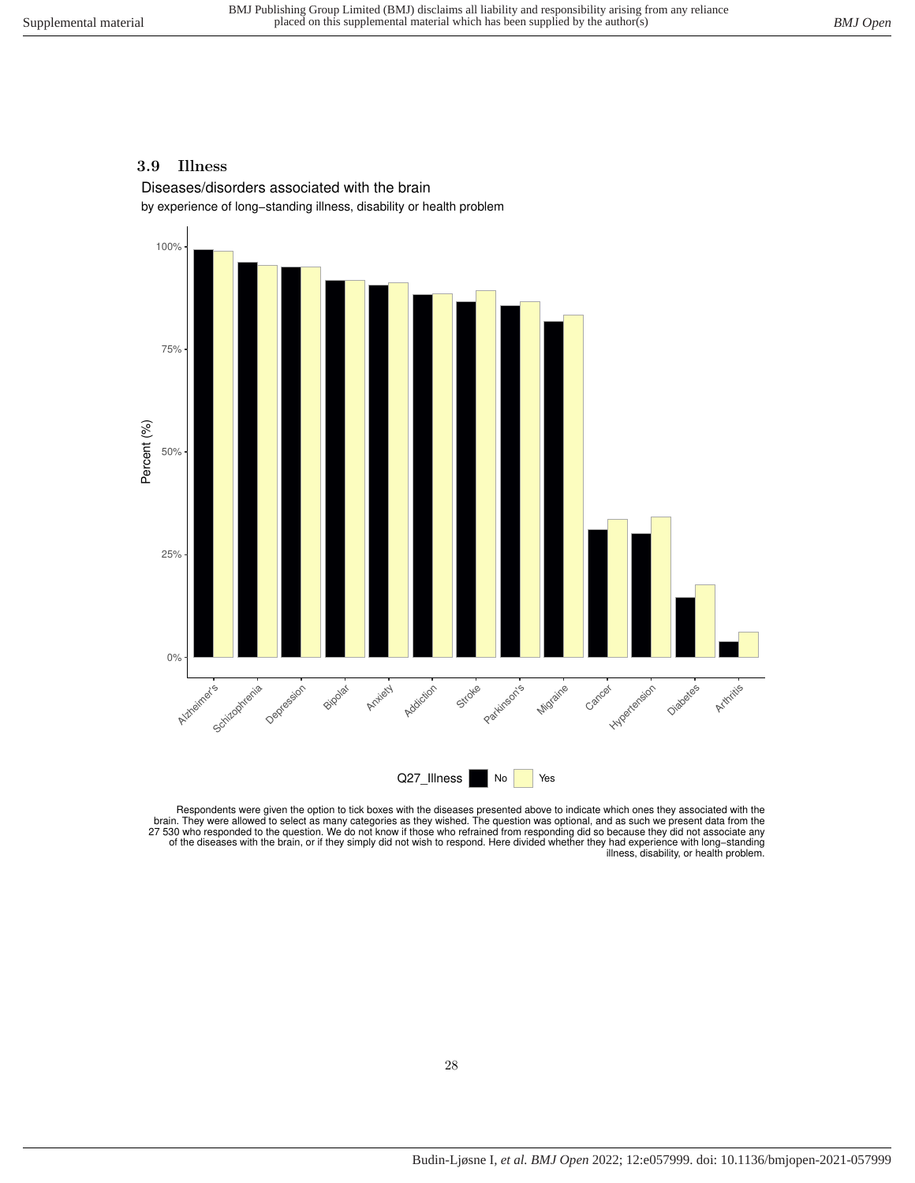## 3.9 Illness

Diseases/disorders associated with the brain

by experience of long–standing illness, disability or health problem

Respondents were given the option to tick boxes with the diseases presented above to indicate which ones they associated with the brain. They were allowed to select as many categories as they wished. The question was optional, and as such we present data from the 27 530 who responded to the question. We do not know if those who refrained from responding did so because they did not associate any of the diseases with the brain, or if they simply did not wish to respond. Here divided whether they had experience with long–standing illness, disability, or health problem.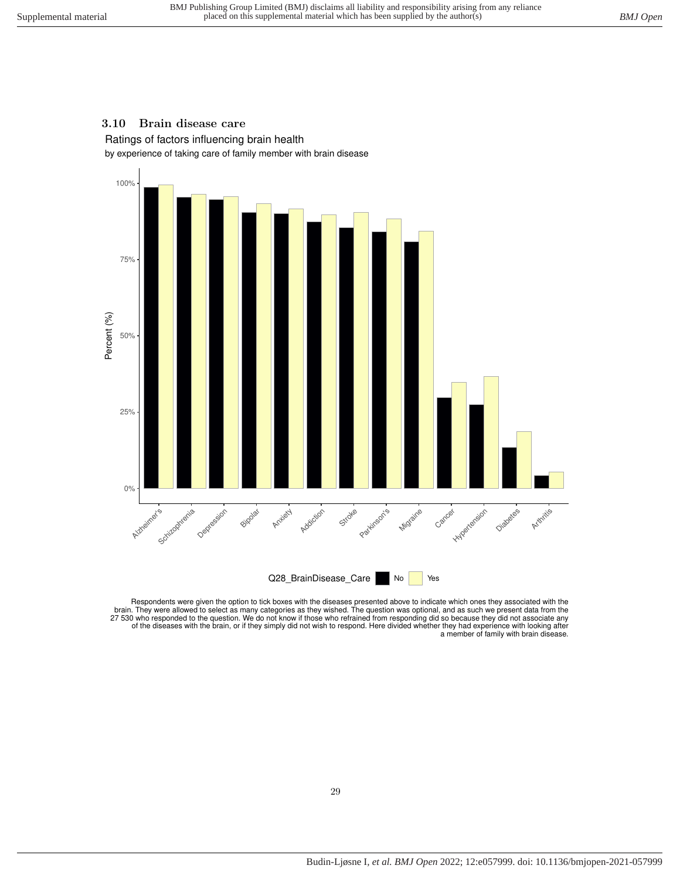### 3.10 Brain disease care

Ratings of factors influencing brain health

by experience of taking care of family member with brain disease

Respondents were given the option to tick boxes with the diseases presented above to indicate which ones they associated with the brain. They were allowed to select as many categories as they wished. The question was optional, and as such we present data from the 27 530 who responded to the question. We do not know if those who refrained from responding did so because they did not associate any of the diseases with the brain, or if they simply did not wish to respond. Here divided whether they had experience with looking after a member of family with brain disease.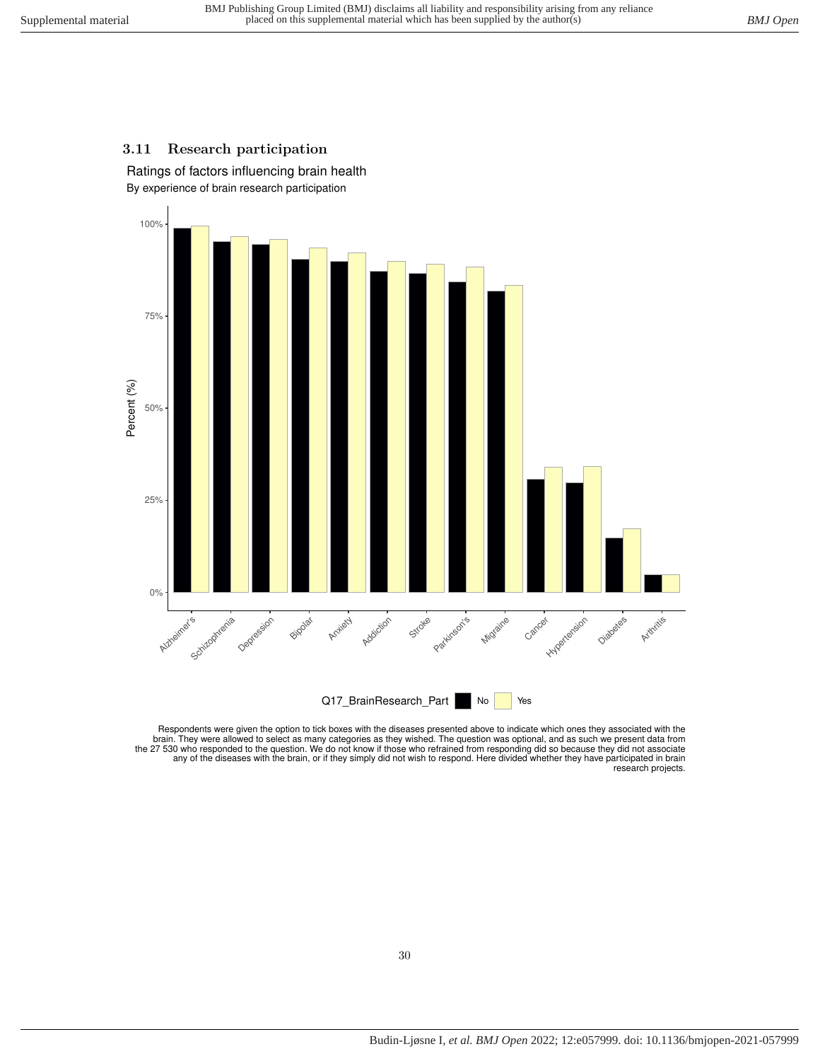### 3.11 Research participation

Ratings of factors influencing brain health

By experience of brain research participation

Percent (%)

100%

75%

50%

25%

0%

Alzheimer's
Schizophrenia
Depression
Bipolar
Anxiety
Addiction
Stroke
Parkinson's
Migraine
Cancer
Hypertension
Diabetes
Arthritis

Q17_BrainResearch_Part No Yes

Respondents were given the option to tick boxes with the diseases presented above to indicate which ones they associated with the brain. They were allowed to select as many categories as they wished. The question was optional, and as such we present data from the 27 530 who responded to the question. We do not know if those who refrained from responding did so because they did not associate any of the diseases with the brain, or if they simply did not wish to respond. Here divided whether they have participated in brain research projects.